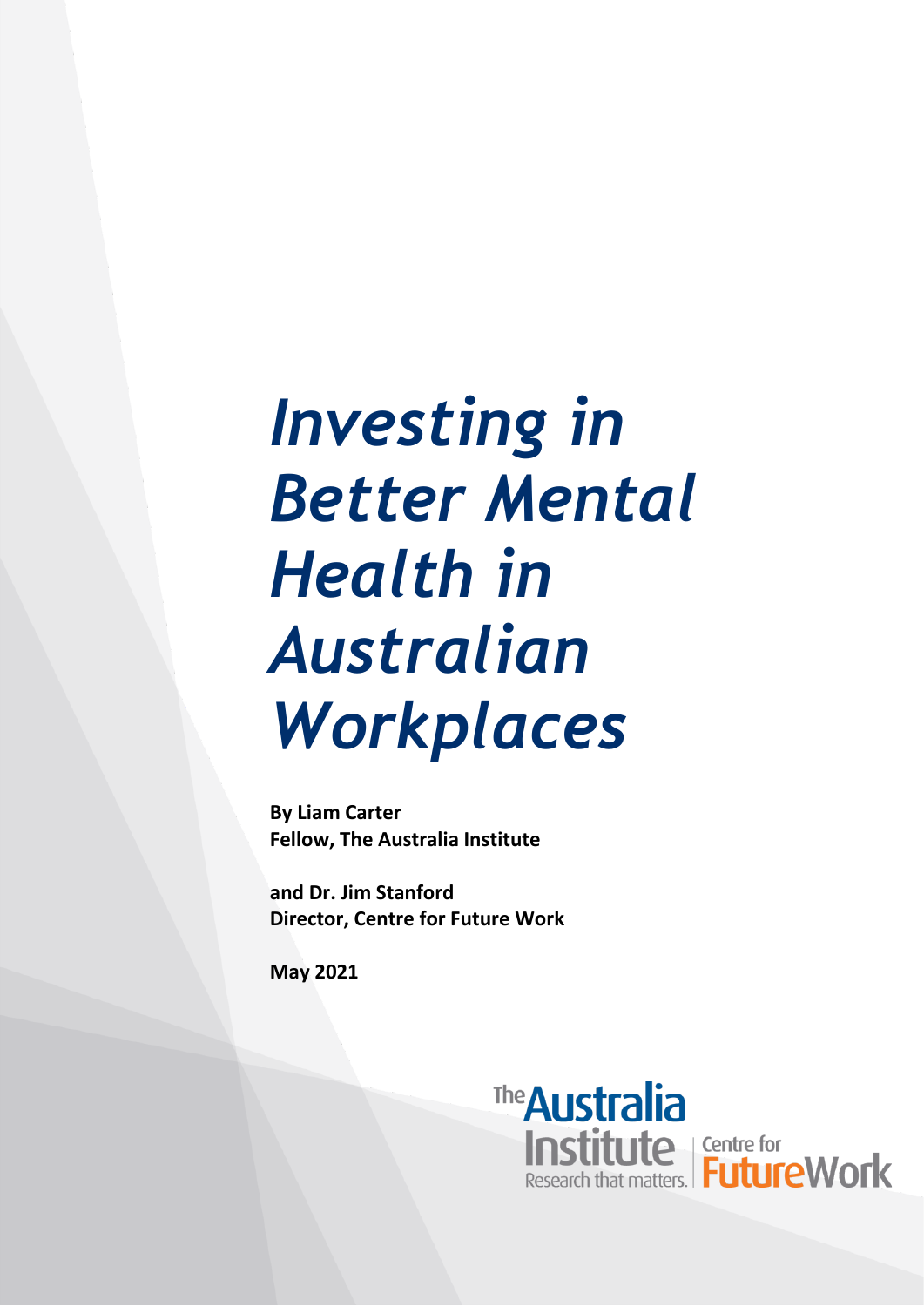# *Investing in Better Mental Health in Australian Workplaces*

**By Liam Carter**
**Fellow, The Australia Institute**

**and Dr. Jim Stanford**
**Director, Centre for Future Work**

**May 2021**

The Australia Institute
Research that matters.

Centre for FutureWork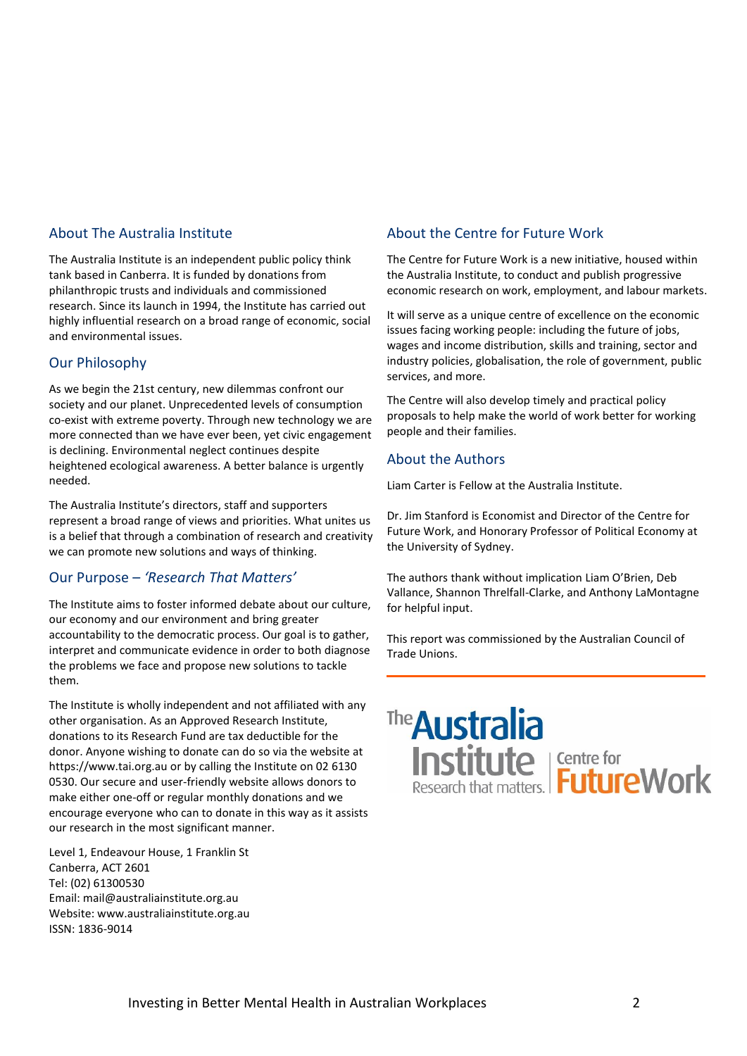## About The Australia Institute

The Australia Institute is an independent public policy think tank based in Canberra. It is funded by donations from philanthropic trusts and individuals and commissioned research. Since its launch in 1994, the Institute has carried out highly influential research on a broad range of economic, social and environmental issues.

## Our Philosophy

As we begin the 21st century, new dilemmas confront our society and our planet. Unprecedented levels of consumption co-exist with extreme poverty. Through new technology we are more connected than we have ever been, yet civic engagement is declining. Environmental neglect continues despite heightened ecological awareness. A better balance is urgently needed.

The Australia Institute's directors, staff and supporters represent a broad range of views and priorities. What unites us is a belief that through a combination of research and creativity we can promote new solutions and ways of thinking.

## Our Purpose – *'Research That Matters'*

The Institute aims to foster informed debate about our culture, our economy and our environment and bring greater accountability to the democratic process. Our goal is to gather, interpret and communicate evidence in order to both diagnose the problems we face and propose new solutions to tackle them.

The Institute is wholly independent and not affiliated with any other organisation. As an Approved Research Institute, donations to its Research Fund are tax deductible for the donor. Anyone wishing to donate can do so via the website at https://www.tai.org.au or by calling the Institute on 02 6130 0530. Our secure and user-friendly website allows donors to make either one-off or regular monthly donations and we encourage everyone who can to donate in this way as it assists our research in the most significant manner.

Level 1, Endeavour House, 1 Franklin St
Canberra, ACT 2601
Tel: (02) 61300530
Email: mail@australiainstitute.org.au
Website: www.australiainstitute.org.au
ISSN: 1836-9014

## About the Centre for Future Work

The Centre for Future Work is a new initiative, housed within the Australia Institute, to conduct and publish progressive economic research on work, employment, and labour markets.

It will serve as a unique centre of excellence on the economic issues facing working people: including the future of jobs, wages and income distribution, skills and training, sector and industry policies, globalisation, the role of government, public services, and more.

The Centre will also develop timely and practical policy proposals to help make the world of work better for working people and their families.

## About the Authors

Liam Carter is Fellow at the Australia Institute.

Dr. Jim Stanford is Economist and Director of the Centre for Future Work, and Honorary Professor of Political Economy at the University of Sydney.

The authors thank without implication Liam O'Brien, Deb Vallance, Shannon Threlfall-Clarke, and Anthony LaMontagne for helpful input.

This report was commissioned by the Australian Council of Trade Unions.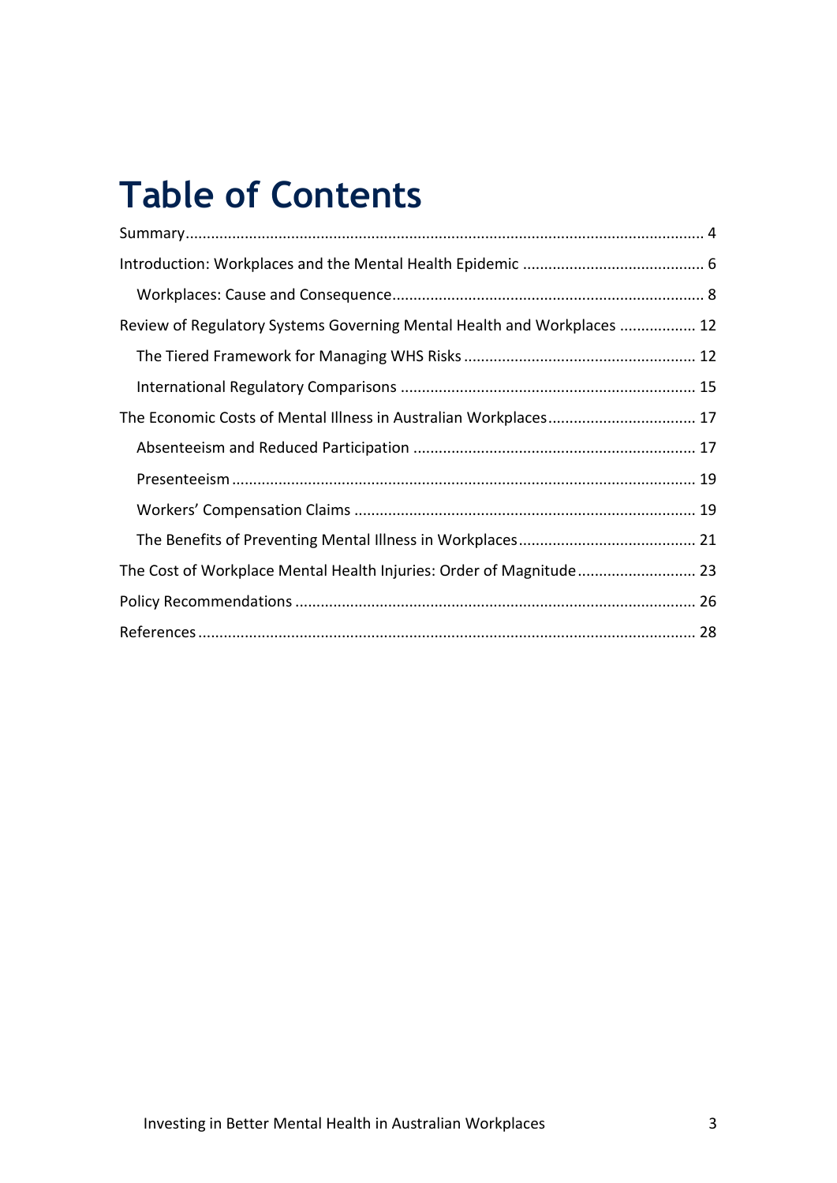# Table of Contents

- Summary ... 4
- Introduction: Workplaces and the Mental Health Epidemic ... 6
  - Workplaces: Cause and Consequence ... 8
- Review of Regulatory Systems Governing Mental Health and Workplaces ... 12
  - The Tiered Framework for Managing WHS Risks ... 12
  - International Regulatory Comparisons ... 15
- The Economic Costs of Mental Illness in Australian Workplaces ... 17
  - Absenteeism and Reduced Participation ... 17
  - Presenteeism ... 19
  - Workers' Compensation Claims ... 19
  - The Benefits of Preventing Mental Illness in Workplaces ... 21
- The Cost of Workplace Mental Health Injuries: Order of Magnitude ... 23
- Policy Recommendations ... 26
- References ... 28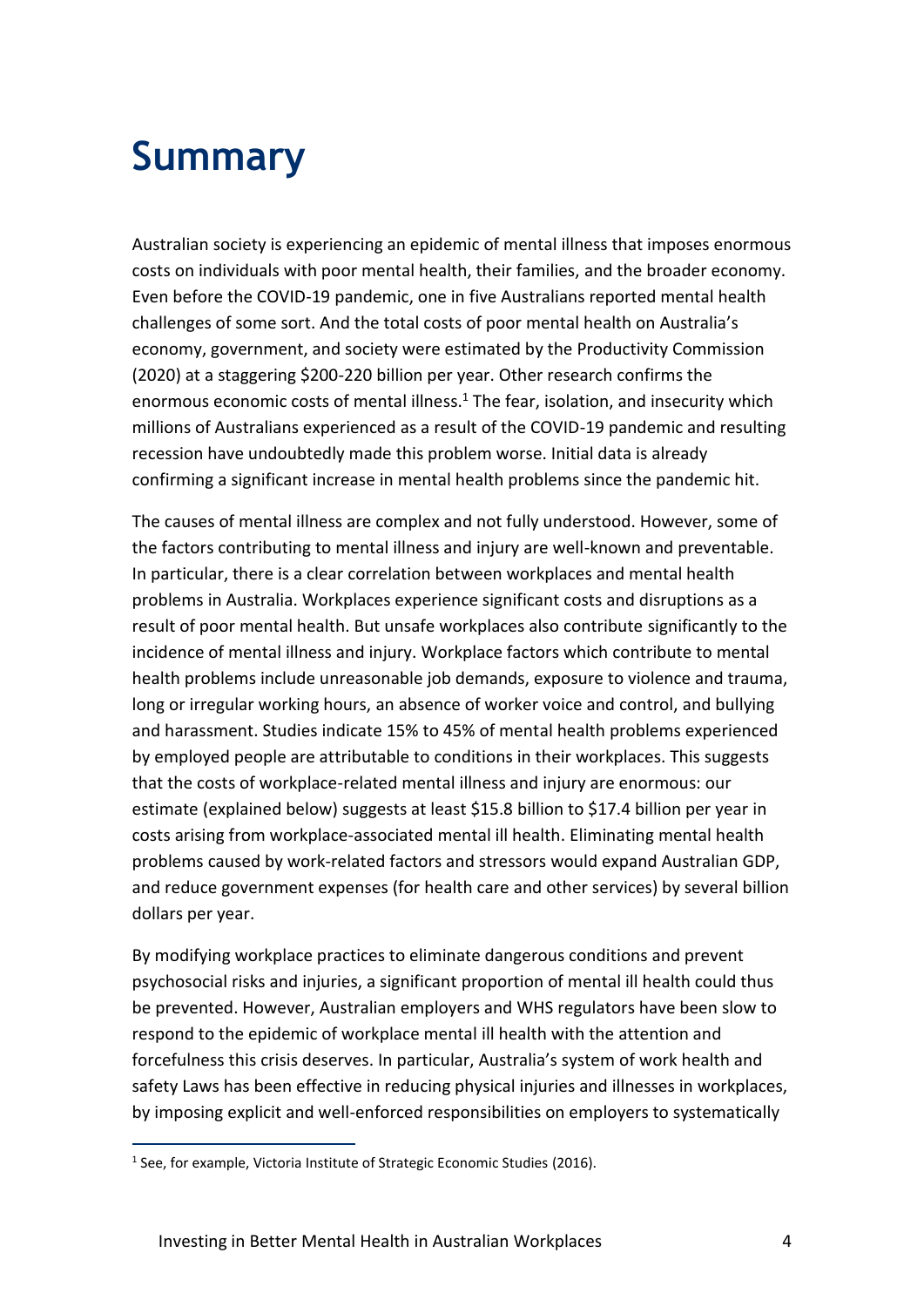# Summary

Australian society is experiencing an epidemic of mental illness that imposes enormous costs on individuals with poor mental health, their families, and the broader economy. Even before the COVID-19 pandemic, one in five Australians reported mental health challenges of some sort. And the total costs of poor mental health on Australia's economy, government, and society were estimated by the Productivity Commission (2020) at a staggering $200-220 billion per year. Other research confirms the enormous economic costs of mental illness.[1] The fear, isolation, and insecurity which millions of Australians experienced as a result of the COVID-19 pandemic and resulting recession have undoubtedly made this problem worse. Initial data is already confirming a significant increase in mental health problems since the pandemic hit.

The causes of mental illness are complex and not fully understood. However, some of the factors contributing to mental illness and injury are well-known and preventable. In particular, there is a clear correlation between workplaces and mental health problems in Australia. Workplaces experience significant costs and disruptions as a result of poor mental health. But unsafe workplaces also contribute significantly to the incidence of mental illness and injury. Workplace factors which contribute to mental health problems include unreasonable job demands, exposure to violence and trauma, long or irregular working hours, an absence of worker voice and control, and bullying and harassment. Studies indicate 15% to 45% of mental health problems experienced by employed people are attributable to conditions in their workplaces. This suggests that the costs of workplace-related mental illness and injury are enormous: our estimate (explained below) suggests at least $15.8 billion to $17.4 billion per year in costs arising from workplace-associated mental ill health. Eliminating mental health problems caused by work-related factors and stressors would expand Australian GDP, and reduce government expenses (for health care and other services) by several billion dollars per year.

By modifying workplace practices to eliminate dangerous conditions and prevent psychosocial risks and injuries, a significant proportion of mental ill health could thus be prevented. However, Australian employers and WHS regulators have been slow to respond to the epidemic of workplace mental ill health with the attention and forcefulness this crisis deserves. In particular, Australia's system of work health and safety Laws has been effective in reducing physical injuries and illnesses in workplaces, by imposing explicit and well-enforced responsibilities on employers to systematically

[1] See, for example, Victoria Institute of Strategic Economic Studies (2016).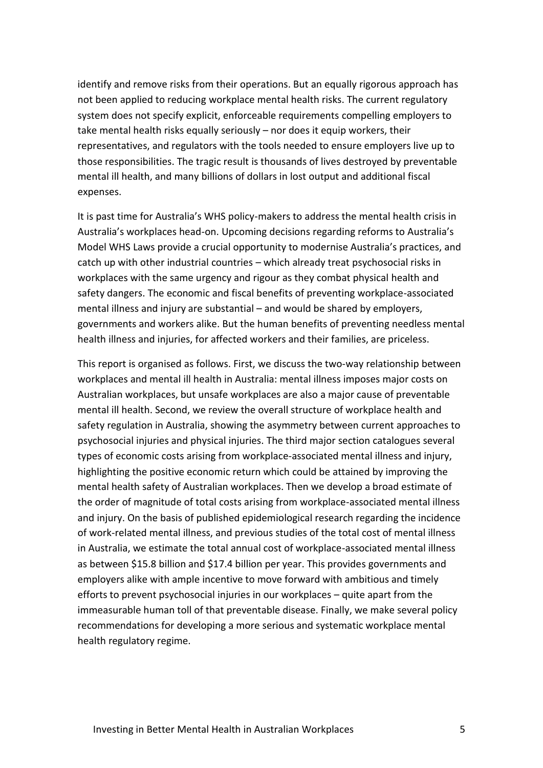identify and remove risks from their operations. But an equally rigorous approach has not been applied to reducing workplace mental health risks. The current regulatory system does not specify explicit, enforceable requirements compelling employers to take mental health risks equally seriously – nor does it equip workers, their representatives, and regulators with the tools needed to ensure employers live up to those responsibilities. The tragic result is thousands of lives destroyed by preventable mental ill health, and many billions of dollars in lost output and additional fiscal expenses.

It is past time for Australia's WHS policy-makers to address the mental health crisis in Australia's workplaces head-on. Upcoming decisions regarding reforms to Australia's Model WHS Laws provide a crucial opportunity to modernise Australia's practices, and catch up with other industrial countries – which already treat psychosocial risks in workplaces with the same urgency and rigour as they combat physical health and safety dangers. The economic and fiscal benefits of preventing workplace-associated mental illness and injury are substantial – and would be shared by employers, governments and workers alike. But the human benefits of preventing needless mental health illness and injuries, for affected workers and their families, are priceless.

This report is organised as follows. First, we discuss the two-way relationship between workplaces and mental ill health in Australia: mental illness imposes major costs on Australian workplaces, but unsafe workplaces are also a major cause of preventable mental ill health. Second, we review the overall structure of workplace health and safety regulation in Australia, showing the asymmetry between current approaches to psychosocial injuries and physical injuries. The third major section catalogues several types of economic costs arising from workplace-associated mental illness and injury, highlighting the positive economic return which could be attained by improving the mental health safety of Australian workplaces. Then we develop a broad estimate of the order of magnitude of total costs arising from workplace-associated mental illness and injury. On the basis of published epidemiological research regarding the incidence of work-related mental illness, and previous studies of the total cost of mental illness in Australia, we estimate the total annual cost of workplace-associated mental illness as between $15.8 billion and $17.4 billion per year. This provides governments and employers alike with ample incentive to move forward with ambitious and timely efforts to prevent psychosocial injuries in our workplaces – quite apart from the immeasurable human toll of that preventable disease. Finally, we make several policy recommendations for developing a more serious and systematic workplace mental health regulatory regime.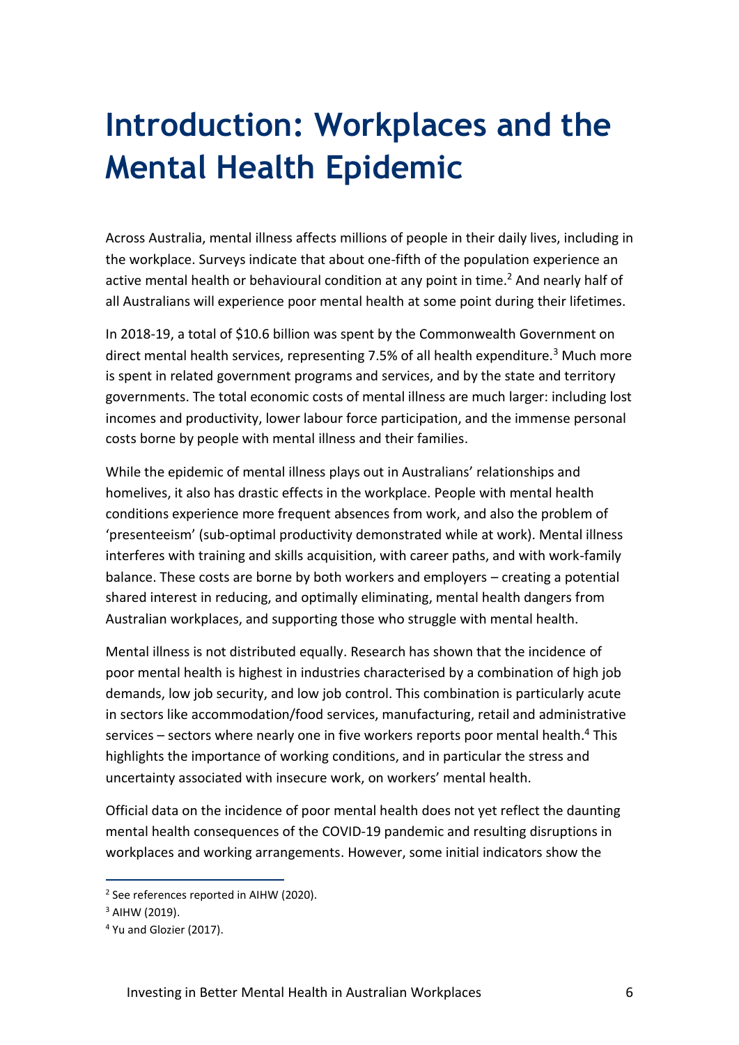# Introduction: Workplaces and the Mental Health Epidemic

Across Australia, mental illness affects millions of people in their daily lives, including in the workplace. Surveys indicate that about one-fifth of the population experience an active mental health or behavioural condition at any point in time.[2] And nearly half of all Australians will experience poor mental health at some point during their lifetimes.

In 2018-19, a total of $10.6 billion was spent by the Commonwealth Government on direct mental health services, representing 7.5% of all health expenditure.[3] Much more is spent in related government programs and services, and by the state and territory governments. The total economic costs of mental illness are much larger: including lost incomes and productivity, lower labour force participation, and the immense personal costs borne by people with mental illness and their families.

While the epidemic of mental illness plays out in Australians' relationships and homelives, it also has drastic effects in the workplace. People with mental health conditions experience more frequent absences from work, and also the problem of 'presenteeism' (sub-optimal productivity demonstrated while at work). Mental illness interferes with training and skills acquisition, with career paths, and with work-family balance. These costs are borne by both workers and employers – creating a potential shared interest in reducing, and optimally eliminating, mental health dangers from Australian workplaces, and supporting those who struggle with mental health.

Mental illness is not distributed equally. Research has shown that the incidence of poor mental health is highest in industries characterised by a combination of high job demands, low job security, and low job control. This combination is particularly acute in sectors like accommodation/food services, manufacturing, retail and administrative services – sectors where nearly one in five workers reports poor mental health.[4] This highlights the importance of working conditions, and in particular the stress and uncertainty associated with insecure work, on workers' mental health.

Official data on the incidence of poor mental health does not yet reflect the daunting mental health consequences of the COVID-19 pandemic and resulting disruptions in workplaces and working arrangements. However, some initial indicators show the

---

[2] See references reported in AIHW (2020).

[3] AIHW (2019).

[4] Yu and Glozier (2017).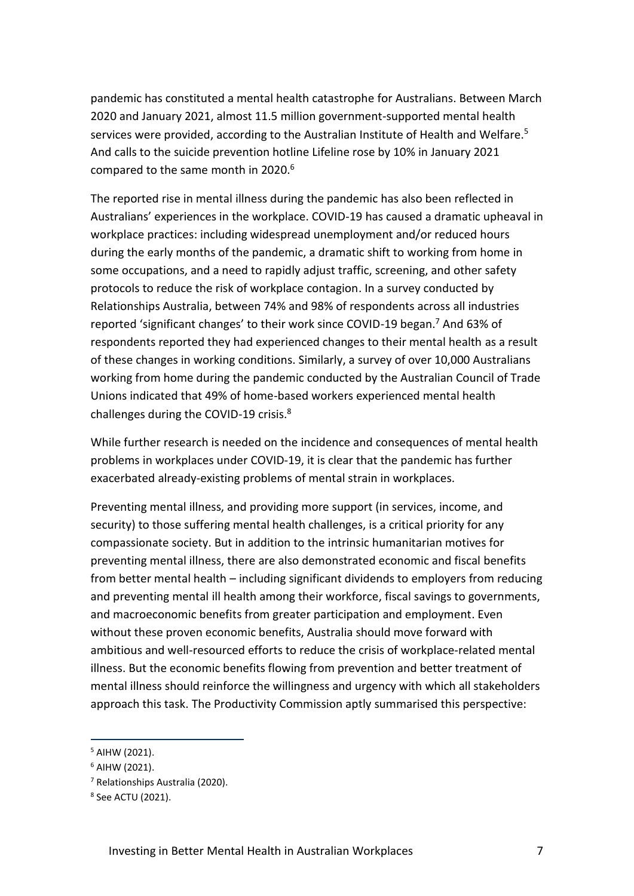pandemic has constituted a mental health catastrophe for Australians. Between March 2020 and January 2021, almost 11.5 million government-supported mental health services were provided, according to the Australian Institute of Health and Welfare.[5] And calls to the suicide prevention hotline Lifeline rose by 10% in January 2021 compared to the same month in 2020.[6]

The reported rise in mental illness during the pandemic has also been reflected in Australians' experiences in the workplace. COVID-19 has caused a dramatic upheaval in workplace practices: including widespread unemployment and/or reduced hours during the early months of the pandemic, a dramatic shift to working from home in some occupations, and a need to rapidly adjust traffic, screening, and other safety protocols to reduce the risk of workplace contagion. In a survey conducted by Relationships Australia, between 74% and 98% of respondents across all industries reported 'significant changes' to their work since COVID-19 began.[7] And 63% of respondents reported they had experienced changes to their mental health as a result of these changes in working conditions. Similarly, a survey of over 10,000 Australians working from home during the pandemic conducted by the Australian Council of Trade Unions indicated that 49% of home-based workers experienced mental health challenges during the COVID-19 crisis.[8]

While further research is needed on the incidence and consequences of mental health problems in workplaces under COVID-19, it is clear that the pandemic has further exacerbated already-existing problems of mental strain in workplaces.

Preventing mental illness, and providing more support (in services, income, and security) to those suffering mental health challenges, is a critical priority for any compassionate society. But in addition to the intrinsic humanitarian motives for preventing mental illness, there are also demonstrated economic and fiscal benefits from better mental health – including significant dividends to employers from reducing and preventing mental ill health among their workforce, fiscal savings to governments, and macroeconomic benefits from greater participation and employment. Even without these proven economic benefits, Australia should move forward with ambitious and well-resourced efforts to reduce the crisis of workplace-related mental illness. But the economic benefits flowing from prevention and better treatment of mental illness should reinforce the willingness and urgency with which all stakeholders approach this task. The Productivity Commission aptly summarised this perspective:

---

[5] AIHW (2021).

[6] AIHW (2021).

[7] Relationships Australia (2020).

[8] See ACTU (2021).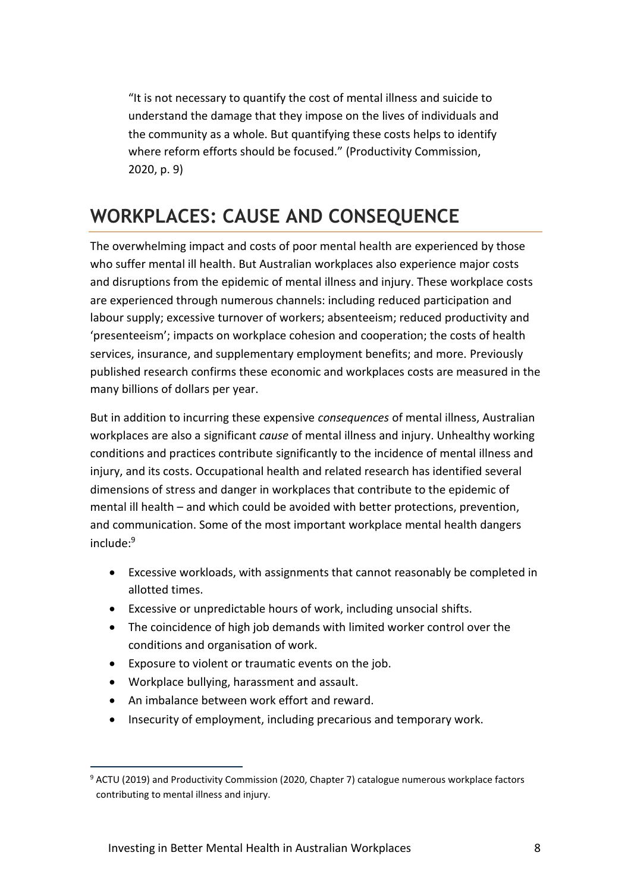> "It is not necessary to quantify the cost of mental illness and suicide to understand the damage that they impose on the lives of individuals and the community as a whole. But quantifying these costs helps to identify where reform efforts should be focused." (Productivity Commission, 2020, p. 9)

## WORKPLACES: CAUSE AND CONSEQUENCE

The overwhelming impact and costs of poor mental health are experienced by those who suffer mental ill health. But Australian workplaces also experience major costs and disruptions from the epidemic of mental illness and injury. These workplace costs are experienced through numerous channels: including reduced participation and labour supply; excessive turnover of workers; absenteeism; reduced productivity and 'presenteeism'; impacts on workplace cohesion and cooperation; the costs of health services, insurance, and supplementary employment benefits; and more. Previously published research confirms these economic and workplaces costs are measured in the many billions of dollars per year.

But in addition to incurring these expensive *consequences* of mental illness, Australian workplaces are also a significant *cause* of mental illness and injury. Unhealthy working conditions and practices contribute significantly to the incidence of mental illness and injury, and its costs. Occupational health and related research has identified several dimensions of stress and danger in workplaces that contribute to the epidemic of mental ill health – and which could be avoided with better protections, prevention, and communication. Some of the most important workplace mental health dangers include:[9]

- Excessive workloads, with assignments that cannot reasonably be completed in allotted times.
- Excessive or unpredictable hours of work, including unsocial shifts.
- The coincidence of high job demands with limited worker control over the conditions and organisation of work.
- Exposure to violent or traumatic events on the job.
- Workplace bullying, harassment and assault.
- An imbalance between work effort and reward.
- Insecurity of employment, including precarious and temporary work.

[9] ACTU (2019) and Productivity Commission (2020, Chapter 7) catalogue numerous workplace factors contributing to mental illness and injury.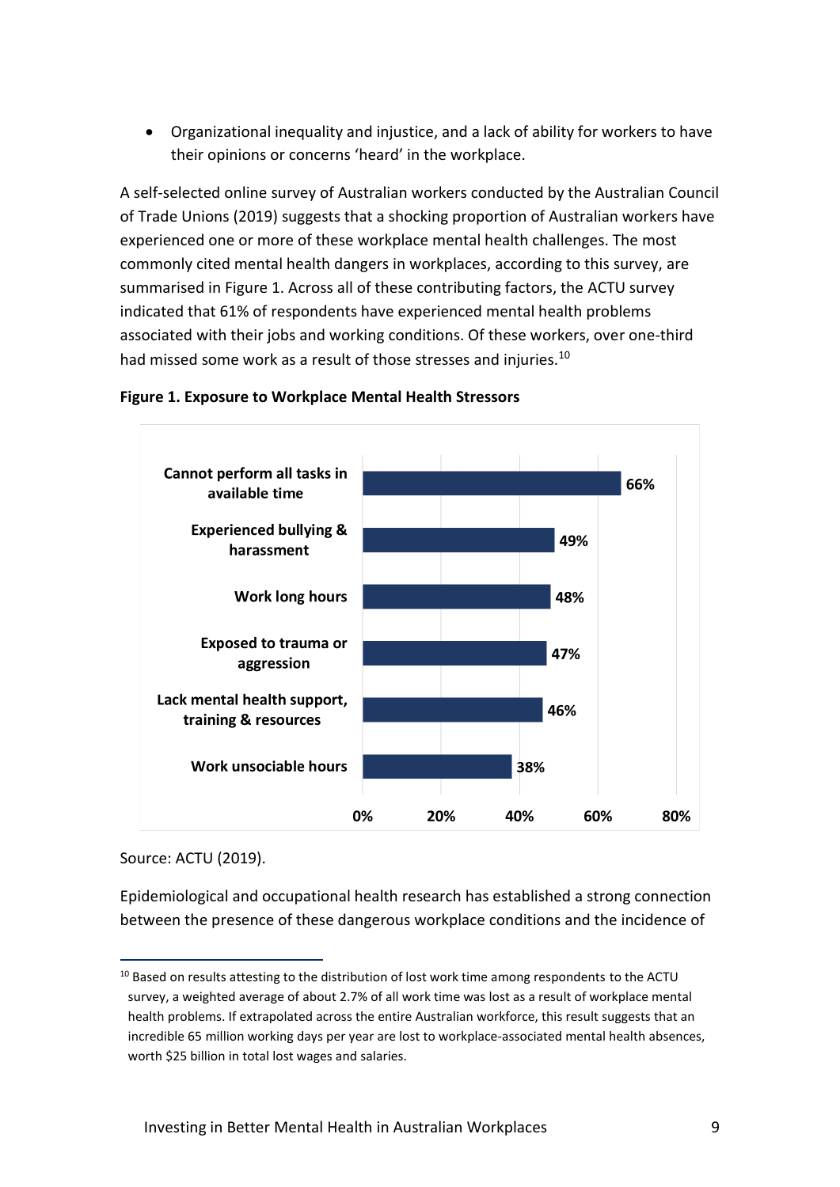- Organizational inequality and injustice, and a lack of ability for workers to have their opinions or concerns 'heard' in the workplace.

A self-selected online survey of Australian workers conducted by the Australian Council of Trade Unions (2019) suggests that a shocking proportion of Australian workers have experienced one or more of these workplace mental health challenges. The most commonly cited mental health dangers in workplaces, according to this survey, are summarised in Figure 1. Across all of these contributing factors, the ACTU survey indicated that 61% of respondents have experienced mental health problems associated with their jobs and working conditions. Of these workers, over one-third had missed some work as a result of those stresses and injuries.[10]

**Figure 1. Exposure to Workplace Mental Health Stressors**

| Stressor | Share of respondents |
|---|---|
| Cannot perform all tasks in available time | 66% |
| Experienced bullying & harassment | 49% |
| Work long hours | 48% |
| Exposed to trauma or aggression | 47% |
| Lack mental health support, training & resources | 46% |
| Work unsociable hours | 38% |

Source: ACTU (2019).

Epidemiological and occupational health research has established a strong connection between the presence of these dangerous workplace conditions and the incidence of

[10] Based on results attesting to the distribution of lost work time among respondents to the ACTU survey, a weighted average of about 2.7% of all work time was lost as a result of workplace mental health problems. If extrapolated across the entire Australian workforce, this result suggests that an incredible 65 million working days per year are lost to workplace-associated mental health absences, worth $25 billion in total lost wages and salaries.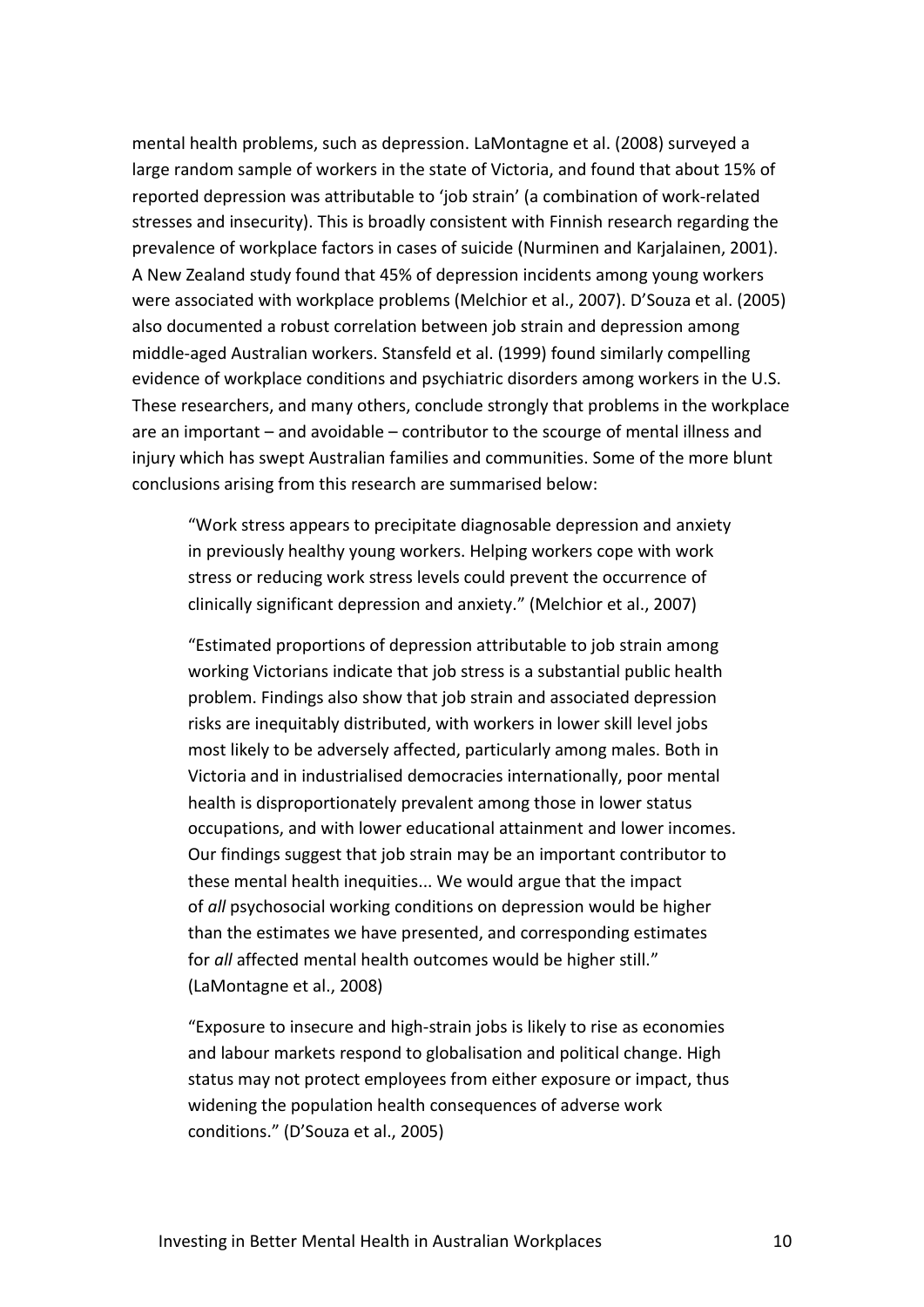mental health problems, such as depression. LaMontagne et al. (2008) surveyed a large random sample of workers in the state of Victoria, and found that about 15% of reported depression was attributable to 'job strain' (a combination of work-related stresses and insecurity). This is broadly consistent with Finnish research regarding the prevalence of workplace factors in cases of suicide (Nurminen and Karjalainen, 2001). A New Zealand study found that 45% of depression incidents among young workers were associated with workplace problems (Melchior et al., 2007). D'Souza et al. (2005) also documented a robust correlation between job strain and depression among middle-aged Australian workers. Stansfeld et al. (1999) found similarly compelling evidence of workplace conditions and psychiatric disorders among workers in the U.S. These researchers, and many others, conclude strongly that problems in the workplace are an important – and avoidable – contributor to the scourge of mental illness and injury which has swept Australian families and communities. Some of the more blunt conclusions arising from this research are summarised below:

> "Work stress appears to precipitate diagnosable depression and anxiety in previously healthy young workers. Helping workers cope with work stress or reducing work stress levels could prevent the occurrence of clinically significant depression and anxiety." (Melchior et al., 2007)
>
> "Estimated proportions of depression attributable to job strain among working Victorians indicate that job stress is a substantial public health problem. Findings also show that job strain and associated depression risks are inequitably distributed, with workers in lower skill level jobs most likely to be adversely affected, particularly among males. Both in Victoria and in industrialised democracies internationally, poor mental health is disproportionately prevalent among those in lower status occupations, and with lower educational attainment and lower incomes. Our findings suggest that job strain may be an important contributor to these mental health inequities... We would argue that the impact of *all* psychosocial working conditions on depression would be higher than the estimates we have presented, and corresponding estimates for *all* affected mental health outcomes would be higher still." (LaMontagne et al., 2008)
>
> "Exposure to insecure and high-strain jobs is likely to rise as economies and labour markets respond to globalisation and political change. High status may not protect employees from either exposure or impact, thus widening the population health consequences of adverse work conditions." (D'Souza et al., 2005)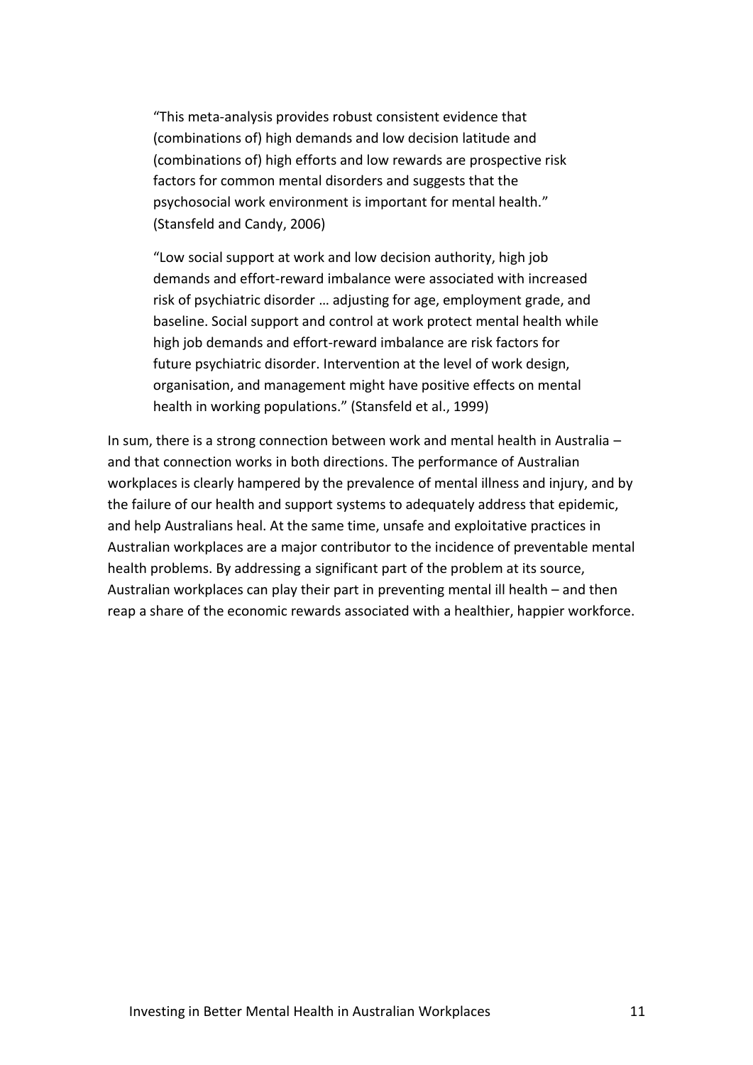> "This meta-analysis provides robust consistent evidence that (combinations of) high demands and low decision latitude and (combinations of) high efforts and low rewards are prospective risk factors for common mental disorders and suggests that the psychosocial work environment is important for mental health." (Stansfeld and Candy, 2006)

> "Low social support at work and low decision authority, high job demands and effort-reward imbalance were associated with increased risk of psychiatric disorder … adjusting for age, employment grade, and baseline. Social support and control at work protect mental health while high job demands and effort-reward imbalance are risk factors for future psychiatric disorder. Intervention at the level of work design, organisation, and management might have positive effects on mental health in working populations." (Stansfeld et al., 1999)

In sum, there is a strong connection between work and mental health in Australia – and that connection works in both directions. The performance of Australian workplaces is clearly hampered by the prevalence of mental illness and injury, and by the failure of our health and support systems to adequately address that epidemic, and help Australians heal. At the same time, unsafe and exploitative practices in Australian workplaces are a major contributor to the incidence of preventable mental health problems. By addressing a significant part of the problem at its source, Australian workplaces can play their part in preventing mental ill health – and then reap a share of the economic rewards associated with a healthier, happier workforce.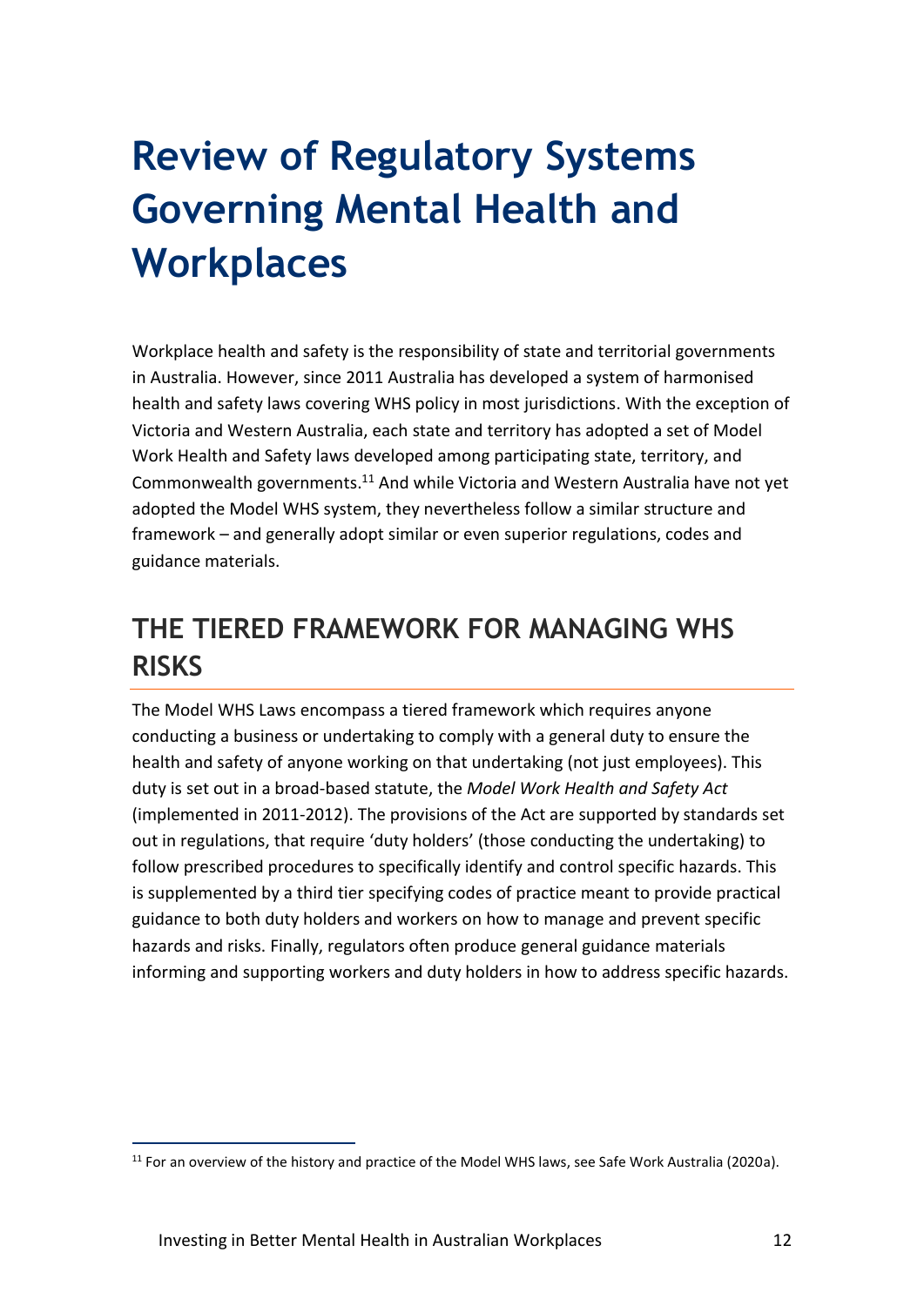# Review of Regulatory Systems Governing Mental Health and Workplaces

Workplace health and safety is the responsibility of state and territorial governments in Australia. However, since 2011 Australia has developed a system of harmonised health and safety laws covering WHS policy in most jurisdictions. With the exception of Victoria and Western Australia, each state and territory has adopted a set of Model Work Health and Safety laws developed among participating state, territory, and Commonwealth governments.[11] And while Victoria and Western Australia have not yet adopted the Model WHS system, they nevertheless follow a similar structure and framework – and generally adopt similar or even superior regulations, codes and guidance materials.

## THE TIERED FRAMEWORK FOR MANAGING WHS RISKS

The Model WHS Laws encompass a tiered framework which requires anyone conducting a business or undertaking to comply with a general duty to ensure the health and safety of anyone working on that undertaking (not just employees). This duty is set out in a broad-based statute, the *Model Work Health and Safety Act* (implemented in 2011-2012). The provisions of the Act are supported by standards set out in regulations, that require 'duty holders' (those conducting the undertaking) to follow prescribed procedures to specifically identify and control specific hazards. This is supplemented by a third tier specifying codes of practice meant to provide practical guidance to both duty holders and workers on how to manage and prevent specific hazards and risks. Finally, regulators often produce general guidance materials informing and supporting workers and duty holders in how to address specific hazards.

[11] For an overview of the history and practice of the Model WHS laws, see Safe Work Australia (2020a).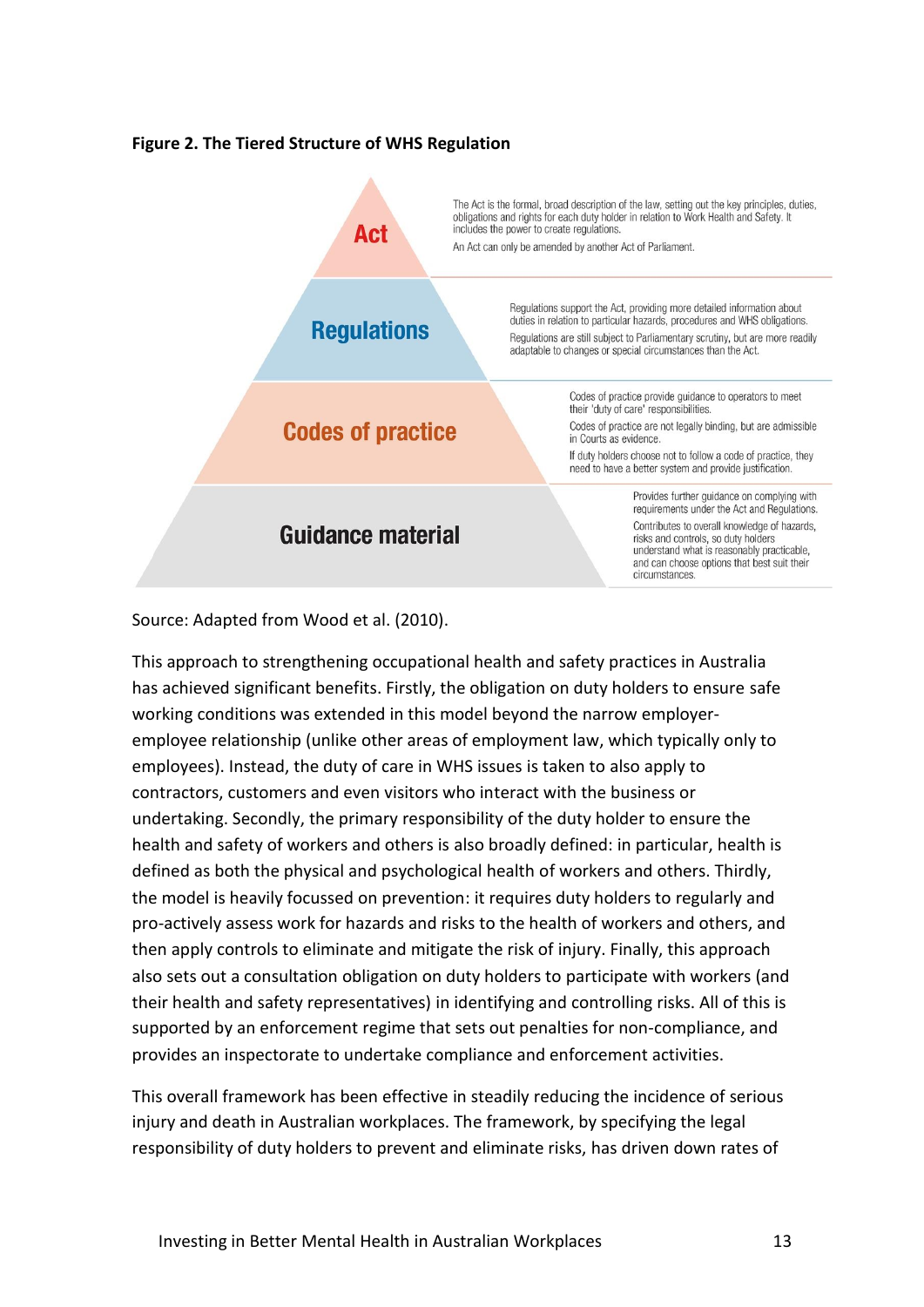**Figure 2. The Tiered Structure of WHS Regulation**

| Tier | Description |
| --- | --- |
| **Act** | The Act is the formal, broad description of the law, setting out the key principles, duties, obligations and rights for each duty holder in relation to Work Health and Safety. It includes the power to create regulations. An Act can only be amended by another Act of Parliament. |
| **Regulations** | Regulations support the Act, providing more detailed information about duties in relation to particular hazards, procedures and WHS obligations. Regulations are still subject to Parliamentary scrutiny, but are more readily adaptable to changes or special circumstances than the Act. |
| **Codes of practice** | Codes of practice provide guidance to operators to meet their 'duty of care' responsibilities. Codes of practice are not legally binding, but are admissible in Courts as evidence. If duty holders choose not to follow a code of practice, they need to have a better system and provide justification. |
| **Guidance material** | Provides further guidance on complying with requirements under the Act and Regulations. Contributes to overall knowledge of hazards, risks and controls, so duty holders understand what is reasonably practicable, and can choose options that best suit their circumstances. |

Source: Adapted from Wood et al. (2010).

This approach to strengthening occupational health and safety practices in Australia has achieved significant benefits. Firstly, the obligation on duty holders to ensure safe working conditions was extended in this model beyond the narrow employer-employee relationship (unlike other areas of employment law, which typically only to employees). Instead, the duty of care in WHS issues is taken to also apply to contractors, customers and even visitors who interact with the business or undertaking. Secondly, the primary responsibility of the duty holder to ensure the health and safety of workers and others is also broadly defined: in particular, health is defined as both the physical and psychological health of workers and others. Thirdly, the model is heavily focussed on prevention: it requires duty holders to regularly and pro-actively assess work for hazards and risks to the health of workers and others, and then apply controls to eliminate and mitigate the risk of injury. Finally, this approach also sets out a consultation obligation on duty holders to participate with workers (and their health and safety representatives) in identifying and controlling risks. All of this is supported by an enforcement regime that sets out penalties for non-compliance, and provides an inspectorate to undertake compliance and enforcement activities.

This overall framework has been effective in steadily reducing the incidence of serious injury and death in Australian workplaces. The framework, by specifying the legal responsibility of duty holders to prevent and eliminate risks, has driven down rates of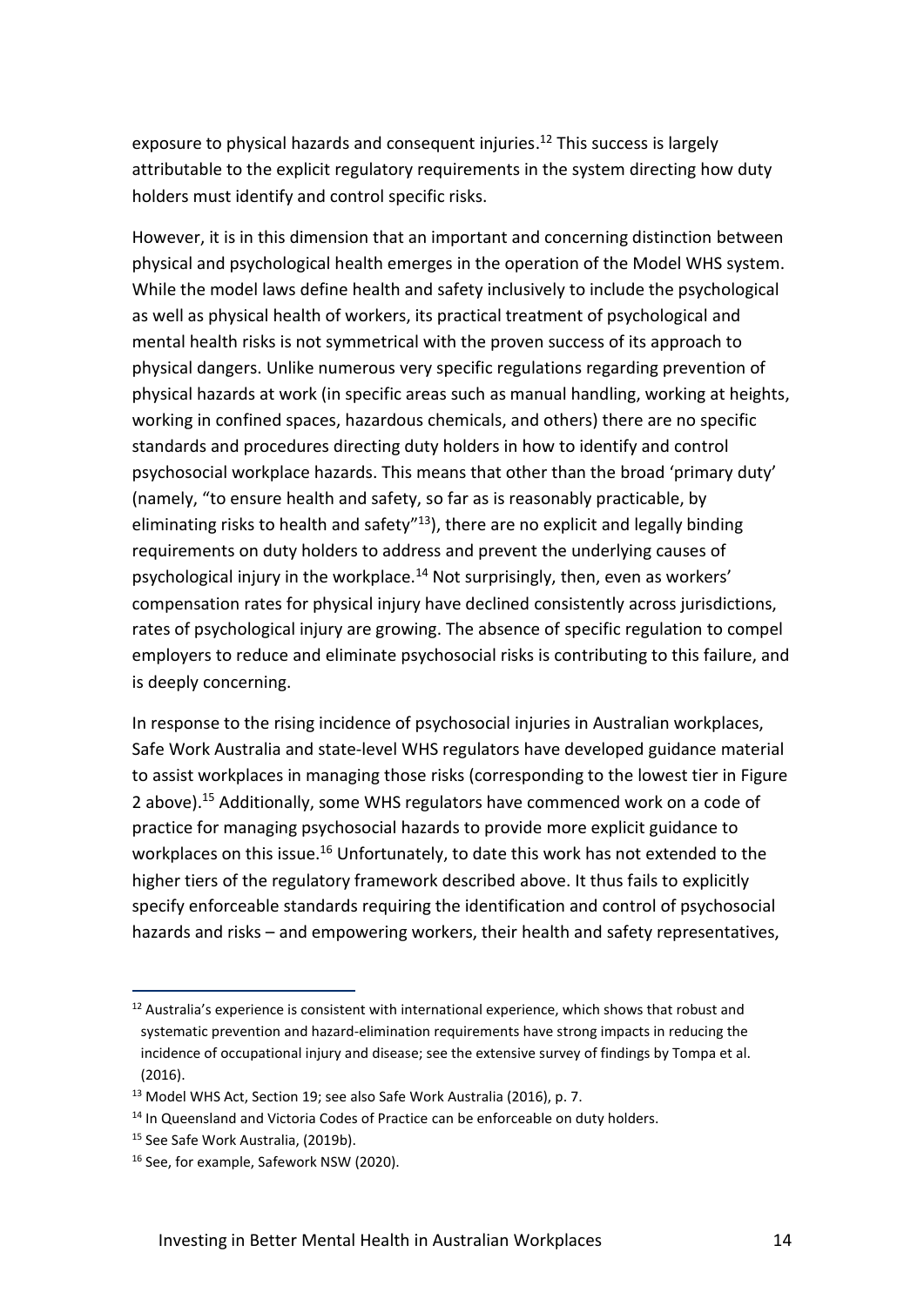exposure to physical hazards and consequent injuries.[12] This success is largely attributable to the explicit regulatory requirements in the system directing how duty holders must identify and control specific risks.

However, it is in this dimension that an important and concerning distinction between physical and psychological health emerges in the operation of the Model WHS system. While the model laws define health and safety inclusively to include the psychological as well as physical health of workers, its practical treatment of psychological and mental health risks is not symmetrical with the proven success of its approach to physical dangers. Unlike numerous very specific regulations regarding prevention of physical hazards at work (in specific areas such as manual handling, working at heights, working in confined spaces, hazardous chemicals, and others) there are no specific standards and procedures directing duty holders in how to identify and control psychosocial workplace hazards. This means that other than the broad 'primary duty' (namely, "to ensure health and safety, so far as is reasonably practicable, by eliminating risks to health and safety"[13]), there are no explicit and legally binding requirements on duty holders to address and prevent the underlying causes of psychological injury in the workplace.[14] Not surprisingly, then, even as workers' compensation rates for physical injury have declined consistently across jurisdictions, rates of psychological injury are growing. The absence of specific regulation to compel employers to reduce and eliminate psychosocial risks is contributing to this failure, and is deeply concerning.

In response to the rising incidence of psychosocial injuries in Australian workplaces, Safe Work Australia and state-level WHS regulators have developed guidance material to assist workplaces in managing those risks (corresponding to the lowest tier in Figure 2 above).[15] Additionally, some WHS regulators have commenced work on a code of practice for managing psychosocial hazards to provide more explicit guidance to workplaces on this issue.[16] Unfortunately, to date this work has not extended to the higher tiers of the regulatory framework described above. It thus fails to explicitly specify enforceable standards requiring the identification and control of psychosocial hazards and risks – and empowering workers, their health and safety representatives,

---

[12] Australia's experience is consistent with international experience, which shows that robust and systematic prevention and hazard-elimination requirements have strong impacts in reducing the incidence of occupational injury and disease; see the extensive survey of findings by Tompa et al. (2016).

[13] Model WHS Act, Section 19; see also Safe Work Australia (2016), p. 7.

[14] In Queensland and Victoria Codes of Practice can be enforceable on duty holders.

[15] See Safe Work Australia, (2019b).

[16] See, for example, Safework NSW (2020).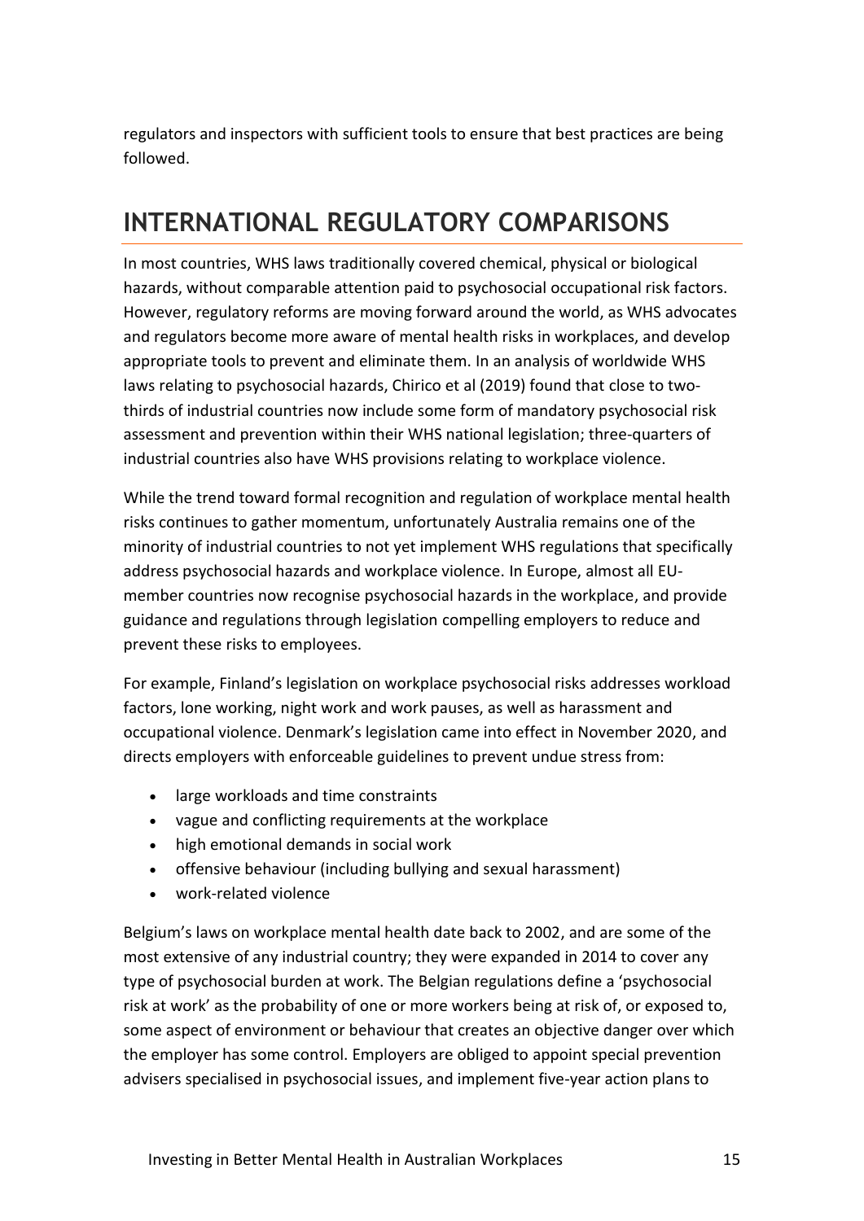regulators and inspectors with sufficient tools to ensure that best practices are being followed.

# INTERNATIONAL REGULATORY COMPARISONS

In most countries, WHS laws traditionally covered chemical, physical or biological hazards, without comparable attention paid to psychosocial occupational risk factors. However, regulatory reforms are moving forward around the world, as WHS advocates and regulators become more aware of mental health risks in workplaces, and develop appropriate tools to prevent and eliminate them. In an analysis of worldwide WHS laws relating to psychosocial hazards, Chirico et al (2019) found that close to two-thirds of industrial countries now include some form of mandatory psychosocial risk assessment and prevention within their WHS national legislation; three-quarters of industrial countries also have WHS provisions relating to workplace violence.

While the trend toward formal recognition and regulation of workplace mental health risks continues to gather momentum, unfortunately Australia remains one of the minority of industrial countries to not yet implement WHS regulations that specifically address psychosocial hazards and workplace violence. In Europe, almost all EU-member countries now recognise psychosocial hazards in the workplace, and provide guidance and regulations through legislation compelling employers to reduce and prevent these risks to employees.

For example, Finland's legislation on workplace psychosocial risks addresses workload factors, lone working, night work and work pauses, as well as harassment and occupational violence. Denmark's legislation came into effect in November 2020, and directs employers with enforceable guidelines to prevent undue stress from:

- large workloads and time constraints
- vague and conflicting requirements at the workplace
- high emotional demands in social work
- offensive behaviour (including bullying and sexual harassment)
- work-related violence

Belgium's laws on workplace mental health date back to 2002, and are some of the most extensive of any industrial country; they were expanded in 2014 to cover any type of psychosocial burden at work. The Belgian regulations define a 'psychosocial risk at work' as the probability of one or more workers being at risk of, or exposed to, some aspect of environment or behaviour that creates an objective danger over which the employer has some control. Employers are obliged to appoint special prevention advisers specialised in psychosocial issues, and implement five-year action plans to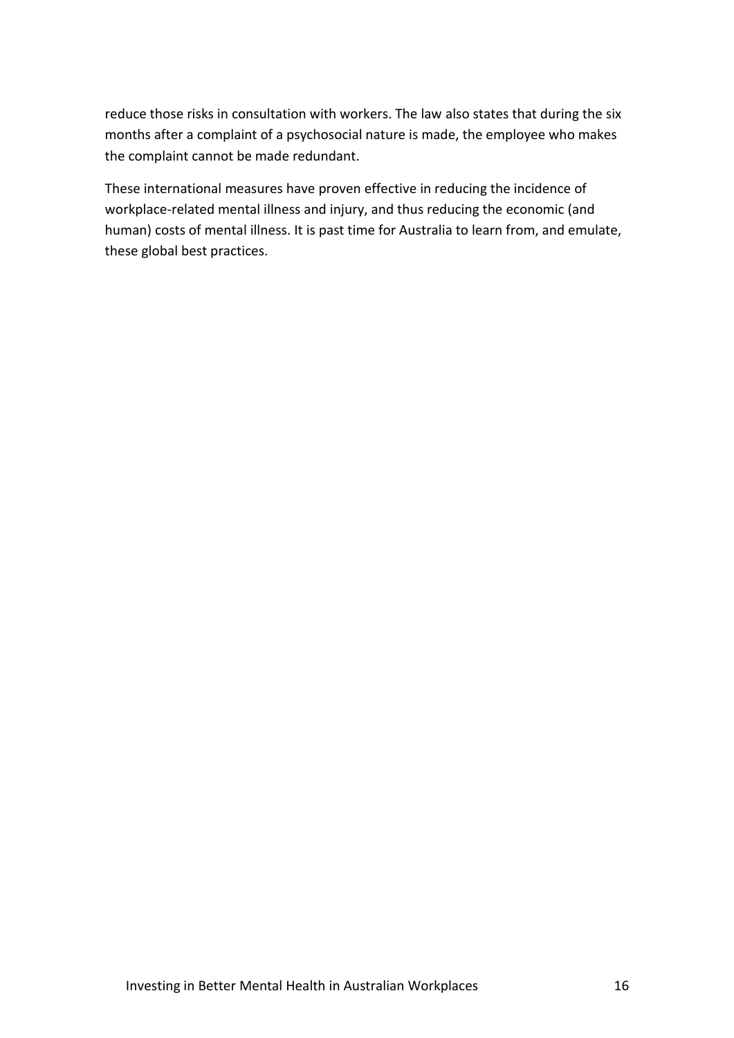reduce those risks in consultation with workers. The law also states that during the six months after a complaint of a psychosocial nature is made, the employee who makes the complaint cannot be made redundant.

These international measures have proven effective in reducing the incidence of workplace-related mental illness and injury, and thus reducing the economic (and human) costs of mental illness. It is past time for Australia to learn from, and emulate, these global best practices.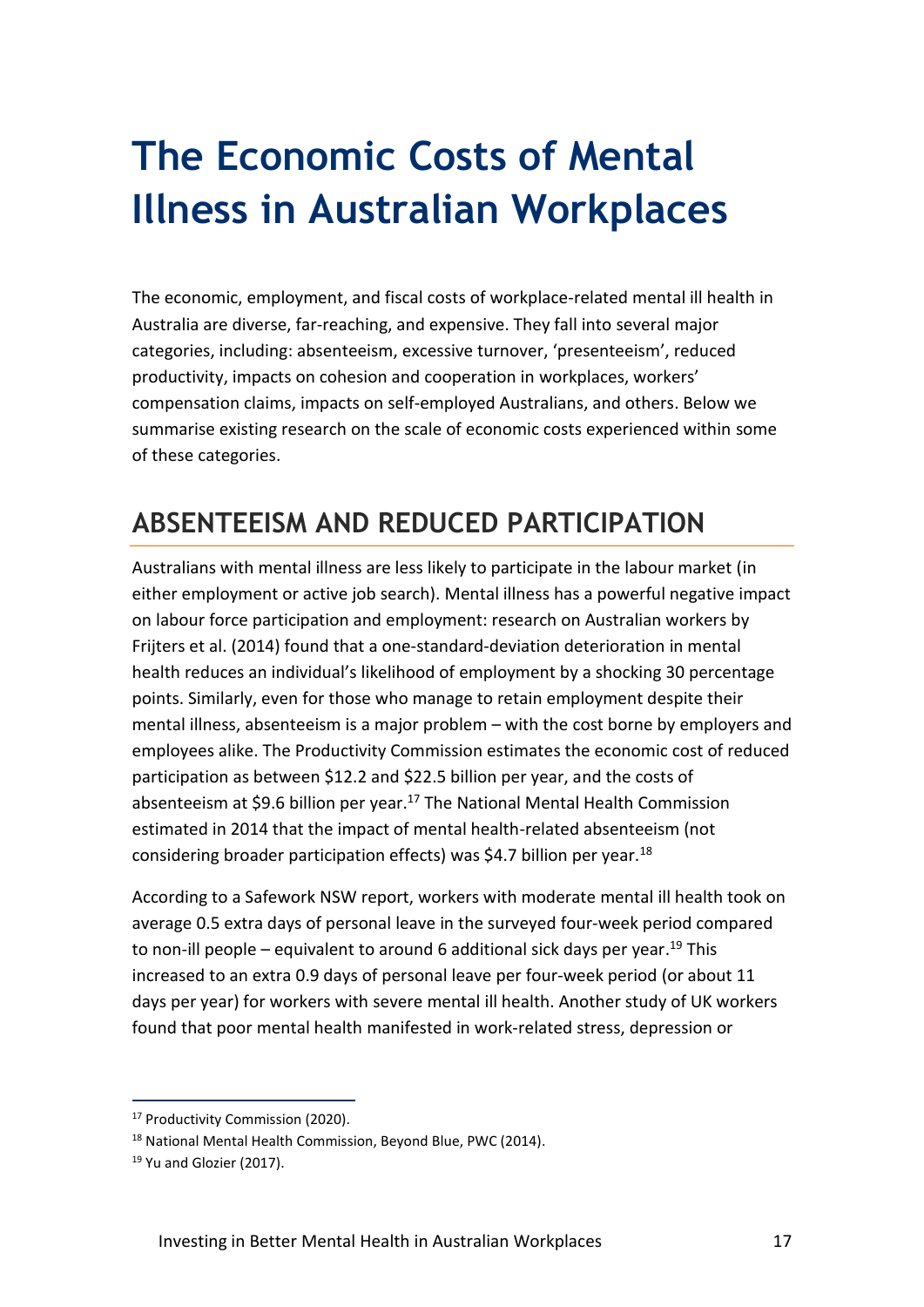# The Economic Costs of Mental Illness in Australian Workplaces

The economic, employment, and fiscal costs of workplace-related mental ill health in Australia are diverse, far-reaching, and expensive. They fall into several major categories, including: absenteeism, excessive turnover, 'presenteeism', reduced productivity, impacts on cohesion and cooperation in workplaces, workers' compensation claims, impacts on self-employed Australians, and others. Below we summarise existing research on the scale of economic costs experienced within some of these categories.

## ABSENTEEISM AND REDUCED PARTICIPATION

Australians with mental illness are less likely to participate in the labour market (in either employment or active job search). Mental illness has a powerful negative impact on labour force participation and employment: research on Australian workers by Frijters et al. (2014) found that a one-standard-deviation deterioration in mental health reduces an individual's likelihood of employment by a shocking 30 percentage points. Similarly, even for those who manage to retain employment despite their mental illness, absenteeism is a major problem – with the cost borne by employers and employees alike. The Productivity Commission estimates the economic cost of reduced participation as between $12.2 and $22.5 billion per year, and the costs of absenteeism at $9.6 billion per year.[17] The National Mental Health Commission estimated in 2014 that the impact of mental health-related absenteeism (not considering broader participation effects) was $4.7 billion per year.[18]

According to a Safework NSW report, workers with moderate mental ill health took on average 0.5 extra days of personal leave in the surveyed four-week period compared to non-ill people – equivalent to around 6 additional sick days per year.[19] This increased to an extra 0.9 days of personal leave per four-week period (or about 11 days per year) for workers with severe mental ill health. Another study of UK workers found that poor mental health manifested in work-related stress, depression or

[17] Productivity Commission (2020).

[18] National Mental Health Commission, Beyond Blue, PWC (2014).

[19] Yu and Glozier (2017).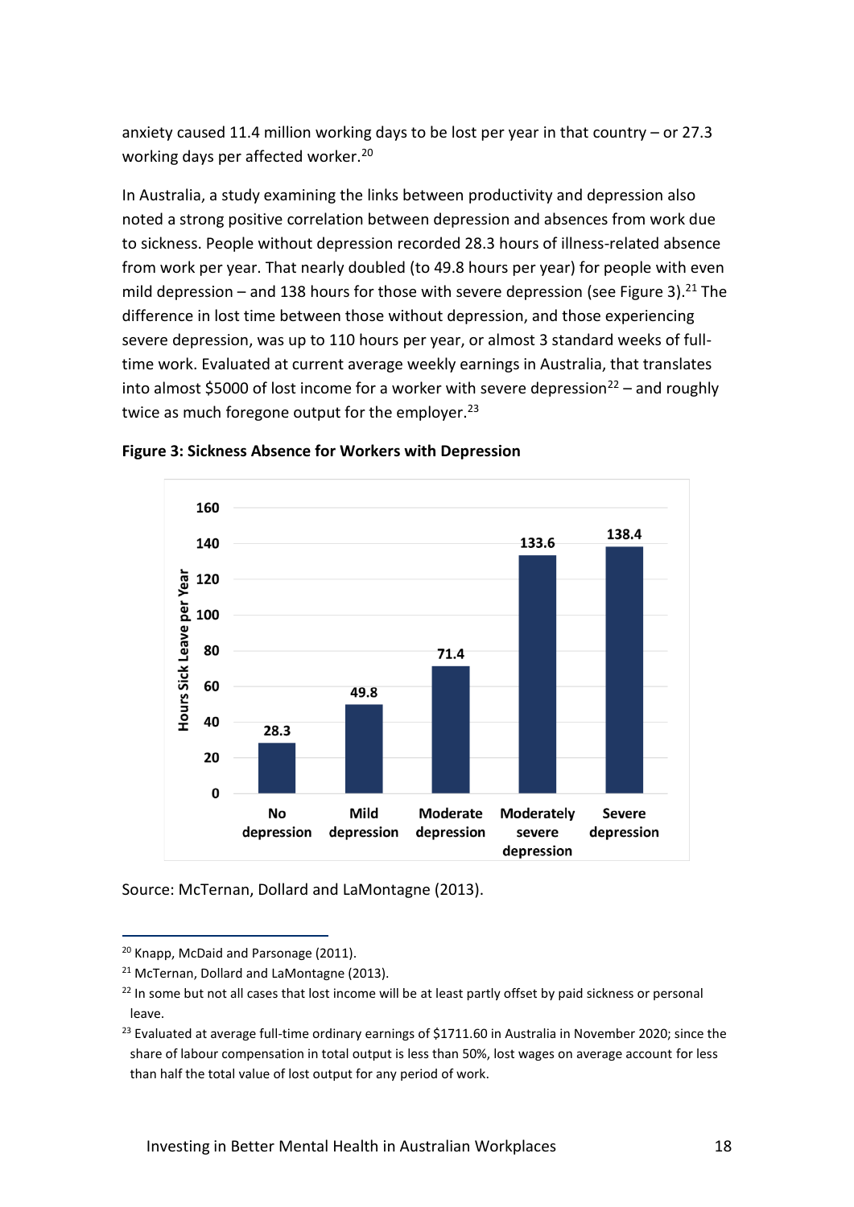anxiety caused 11.4 million working days to be lost per year in that country – or 27.3 working days per affected worker.[20]

In Australia, a study examining the links between productivity and depression also noted a strong positive correlation between depression and absences from work due to sickness. People without depression recorded 28.3 hours of illness-related absence from work per year. That nearly doubled (to 49.8 hours per year) for people with even mild depression – and 138 hours for those with severe depression (see Figure 3).[21] The difference in lost time between those without depression, and those experiencing severe depression, was up to 110 hours per year, or almost 3 standard weeks of full-time work. Evaluated at current average weekly earnings in Australia, that translates into almost $5000 of lost income for a worker with severe depression[22] – and roughly twice as much foregone output for the employer.[23]

**Figure 3: Sickness Absence for Workers with Depression**

| | Hours Sick Leave per Year |
|---|---|
| No depression | 28.3 |
| Mild depression | 49.8 |
| Moderate depression | 71.4 |
| Moderately severe depression | 133.6 |
| Severe depression | 138.4 |

Source: McTernan, Dollard and LaMontagne (2013).

---

[20] Knapp, McDaid and Parsonage (2011).

[21] McTernan, Dollard and LaMontagne (2013).

[22] In some but not all cases that lost income will be at least partly offset by paid sickness or personal leave.

[23] Evaluated at average full-time ordinary earnings of $1711.60 in Australia in November 2020; since the share of labour compensation in total output is less than 50%, lost wages on average account for less than half the total value of lost output for any period of work.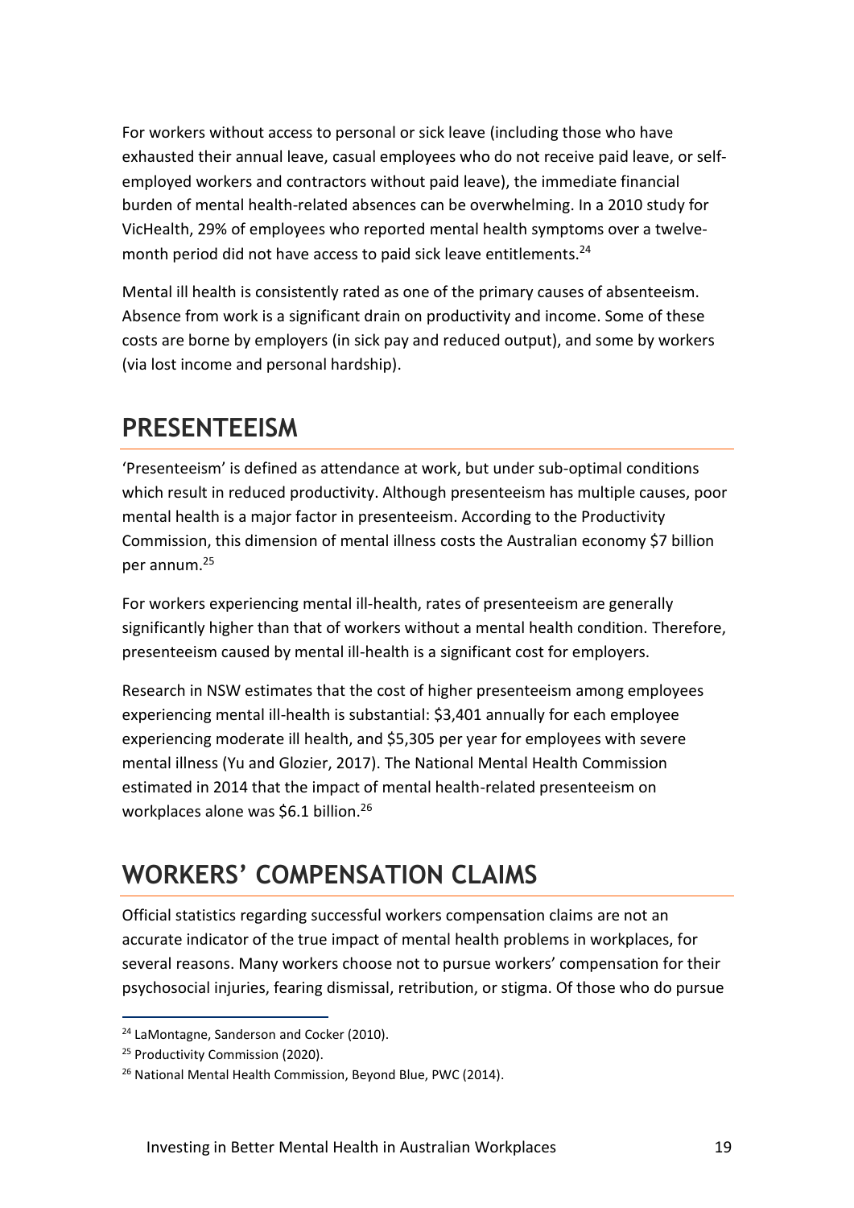For workers without access to personal or sick leave (including those who have exhausted their annual leave, casual employees who do not receive paid leave, or self-employed workers and contractors without paid leave), the immediate financial burden of mental health-related absences can be overwhelming. In a 2010 study for VicHealth, 29% of employees who reported mental health symptoms over a twelve-month period did not have access to paid sick leave entitlements.[24]

Mental ill health is consistently rated as one of the primary causes of absenteeism. Absence from work is a significant drain on productivity and income. Some of these costs are borne by employers (in sick pay and reduced output), and some by workers (via lost income and personal hardship).

## PRESENTEEISM

'Presenteeism' is defined as attendance at work, but under sub-optimal conditions which result in reduced productivity. Although presenteeism has multiple causes, poor mental health is a major factor in presenteeism. According to the Productivity Commission, this dimension of mental illness costs the Australian economy $7 billion per annum.[25]

For workers experiencing mental ill-health, rates of presenteeism are generally significantly higher than that of workers without a mental health condition. Therefore, presenteeism caused by mental ill-health is a significant cost for employers.

Research in NSW estimates that the cost of higher presenteeism among employees experiencing mental ill-health is substantial: $3,401 annually for each employee experiencing moderate ill health, and $5,305 per year for employees with severe mental illness (Yu and Glozier, 2017). The National Mental Health Commission estimated in 2014 that the impact of mental health-related presenteeism on workplaces alone was $6.1 billion.[26]

## WORKERS' COMPENSATION CLAIMS

Official statistics regarding successful workers compensation claims are not an accurate indicator of the true impact of mental health problems in workplaces, for several reasons. Many workers choose not to pursue workers' compensation for their psychosocial injuries, fearing dismissal, retribution, or stigma. Of those who do pursue

---

[24] LaMontagne, Sanderson and Cocker (2010).

[25] Productivity Commission (2020).

[26] National Mental Health Commission, Beyond Blue, PWC (2014).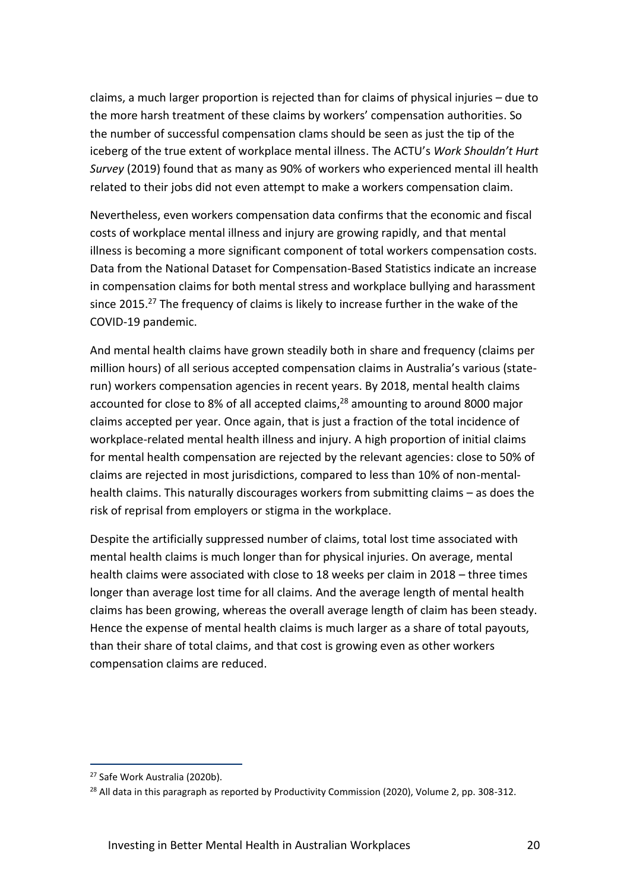claims, a much larger proportion is rejected than for claims of physical injuries – due to the more harsh treatment of these claims by workers' compensation authorities. So the number of successful compensation clams should be seen as just the tip of the iceberg of the true extent of workplace mental illness. The ACTU's *Work Shouldn't Hurt Survey* (2019) found that as many as 90% of workers who experienced mental ill health related to their jobs did not even attempt to make a workers compensation claim.

Nevertheless, even workers compensation data confirms that the economic and fiscal costs of workplace mental illness and injury are growing rapidly, and that mental illness is becoming a more significant component of total workers compensation costs. Data from the National Dataset for Compensation-Based Statistics indicate an increase in compensation claims for both mental stress and workplace bullying and harassment since 2015.[27] The frequency of claims is likely to increase further in the wake of the COVID-19 pandemic.

And mental health claims have grown steadily both in share and frequency (claims per million hours) of all serious accepted compensation claims in Australia's various (state-run) workers compensation agencies in recent years. By 2018, mental health claims accounted for close to 8% of all accepted claims,[28] amounting to around 8000 major claims accepted per year. Once again, that is just a fraction of the total incidence of workplace-related mental health illness and injury. A high proportion of initial claims for mental health compensation are rejected by the relevant agencies: close to 50% of claims are rejected in most jurisdictions, compared to less than 10% of non-mental-health claims. This naturally discourages workers from submitting claims – as does the risk of reprisal from employers or stigma in the workplace.

Despite the artificially suppressed number of claims, total lost time associated with mental health claims is much longer than for physical injuries. On average, mental health claims were associated with close to 18 weeks per claim in 2018 – three times longer than average lost time for all claims. And the average length of mental health claims has been growing, whereas the overall average length of claim has been steady. Hence the expense of mental health claims is much larger as a share of total payouts, than their share of total claims, and that cost is growing even as other workers compensation claims are reduced.

---

[27] Safe Work Australia (2020b).

[28] All data in this paragraph as reported by Productivity Commission (2020), Volume 2, pp. 308-312.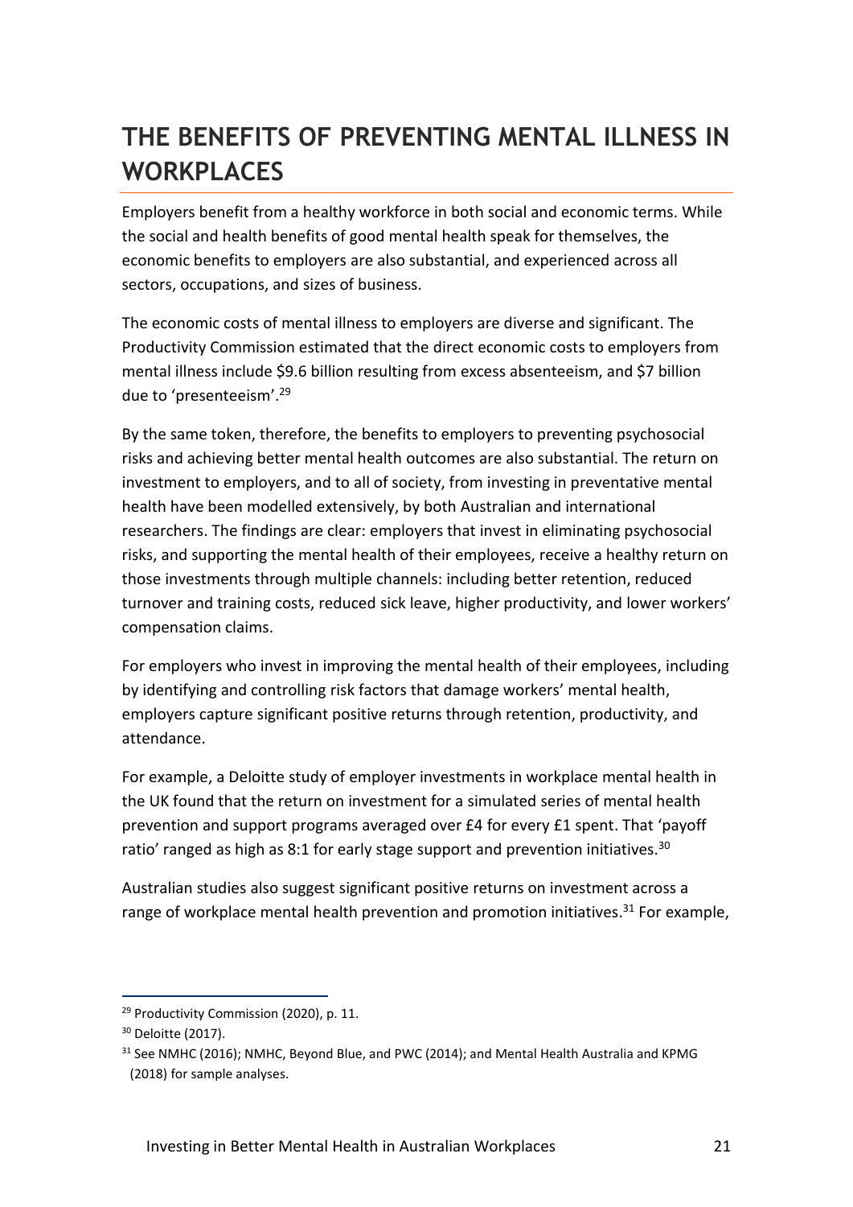# THE BENEFITS OF PREVENTING MENTAL ILLNESS IN WORKPLACES

Employers benefit from a healthy workforce in both social and economic terms. While the social and health benefits of good mental health speak for themselves, the economic benefits to employers are also substantial, and experienced across all sectors, occupations, and sizes of business.

The economic costs of mental illness to employers are diverse and significant. The Productivity Commission estimated that the direct economic costs to employers from mental illness include $9.6 billion resulting from excess absenteeism, and $7 billion due to 'presenteeism'.[29]

By the same token, therefore, the benefits to employers to preventing psychosocial risks and achieving better mental health outcomes are also substantial. The return on investment to employers, and to all of society, from investing in preventative mental health have been modelled extensively, by both Australian and international researchers. The findings are clear: employers that invest in eliminating psychosocial risks, and supporting the mental health of their employees, receive a healthy return on those investments through multiple channels: including better retention, reduced turnover and training costs, reduced sick leave, higher productivity, and lower workers' compensation claims.

For employers who invest in improving the mental health of their employees, including by identifying and controlling risk factors that damage workers' mental health, employers capture significant positive returns through retention, productivity, and attendance.

For example, a Deloitte study of employer investments in workplace mental health in the UK found that the return on investment for a simulated series of mental health prevention and support programs averaged over £4 for every £1 spent. That 'payoff ratio' ranged as high as 8:1 for early stage support and prevention initiatives.[30]

Australian studies also suggest significant positive returns on investment across a range of workplace mental health prevention and promotion initiatives.[31] For example,

---

[29] Productivity Commission (2020), p. 11.

[30] Deloitte (2017).

[31] See NMHC (2016); NMHC, Beyond Blue, and PWC (2014); and Mental Health Australia and KPMG (2018) for sample analyses.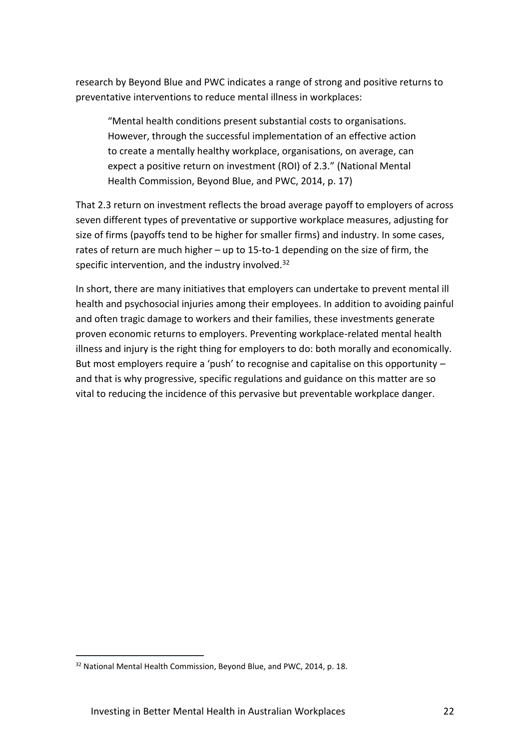research by Beyond Blue and PWC indicates a range of strong and positive returns to preventative interventions to reduce mental illness in workplaces:

> "Mental health conditions present substantial costs to organisations. However, through the successful implementation of an effective action to create a mentally healthy workplace, organisations, on average, can expect a positive return on investment (ROI) of 2.3." (National Mental Health Commission, Beyond Blue, and PWC, 2014, p. 17)

That 2.3 return on investment reflects the broad average payoff to employers of across seven different types of preventative or supportive workplace measures, adjusting for size of firms (payoffs tend to be higher for smaller firms) and industry. In some cases, rates of return are much higher – up to 15-to-1 depending on the size of firm, the specific intervention, and the industry involved.[32]

In short, there are many initiatives that employers can undertake to prevent mental ill health and psychosocial injuries among their employees. In addition to avoiding painful and often tragic damage to workers and their families, these investments generate proven economic returns to employers. Preventing workplace-related mental health illness and injury is the right thing for employers to do: both morally and economically. But most employers require a 'push' to recognise and capitalise on this opportunity – and that is why progressive, specific regulations and guidance on this matter are so vital to reducing the incidence of this pervasive but preventable workplace danger.

[32] National Mental Health Commission, Beyond Blue, and PWC, 2014, p. 18.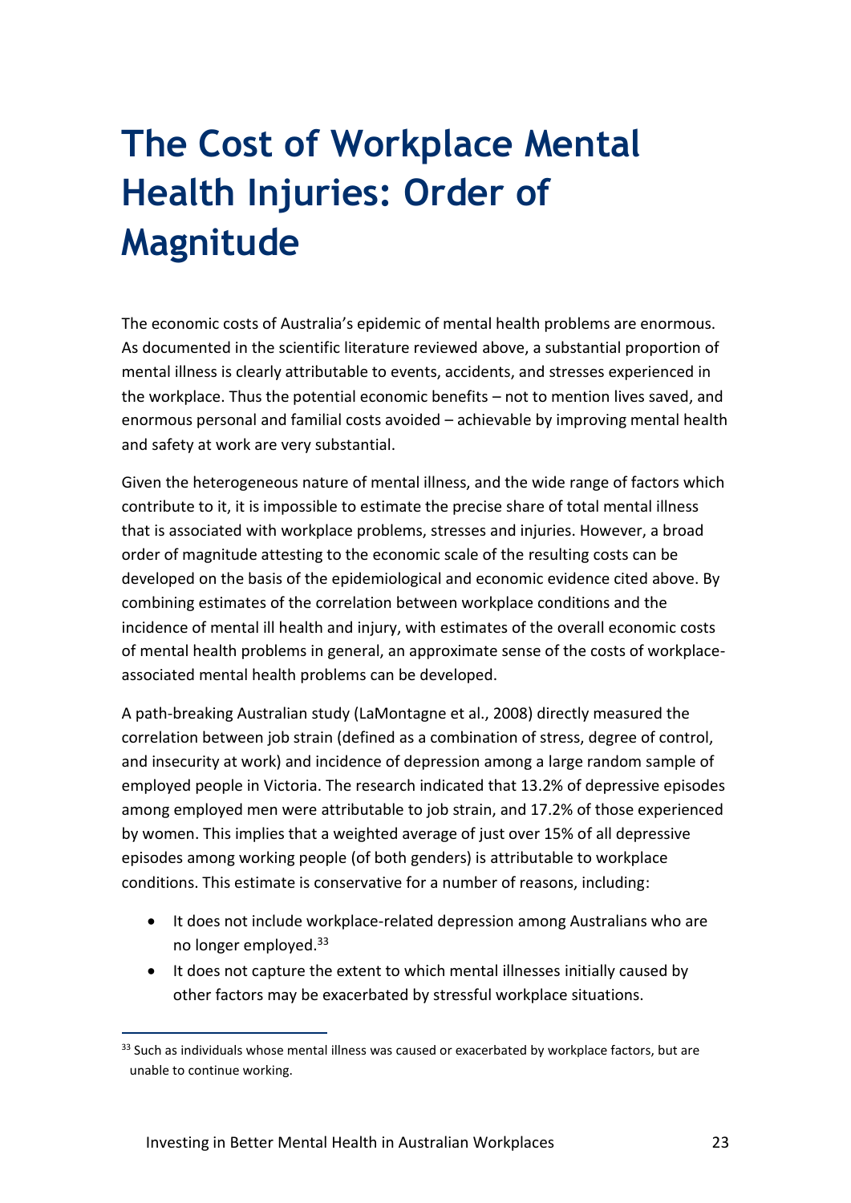# The Cost of Workplace Mental Health Injuries: Order of Magnitude

The economic costs of Australia's epidemic of mental health problems are enormous. As documented in the scientific literature reviewed above, a substantial proportion of mental illness is clearly attributable to events, accidents, and stresses experienced in the workplace. Thus the potential economic benefits – not to mention lives saved, and enormous personal and familial costs avoided – achievable by improving mental health and safety at work are very substantial.

Given the heterogeneous nature of mental illness, and the wide range of factors which contribute to it, it is impossible to estimate the precise share of total mental illness that is associated with workplace problems, stresses and injuries. However, a broad order of magnitude attesting to the economic scale of the resulting costs can be developed on the basis of the epidemiological and economic evidence cited above. By combining estimates of the correlation between workplace conditions and the incidence of mental ill health and injury, with estimates of the overall economic costs of mental health problems in general, an approximate sense of the costs of workplace-associated mental health problems can be developed.

A path-breaking Australian study (LaMontagne et al., 2008) directly measured the correlation between job strain (defined as a combination of stress, degree of control, and insecurity at work) and incidence of depression among a large random sample of employed people in Victoria. The research indicated that 13.2% of depressive episodes among employed men were attributable to job strain, and 17.2% of those experienced by women. This implies that a weighted average of just over 15% of all depressive episodes among working people (of both genders) is attributable to workplace conditions. This estimate is conservative for a number of reasons, including:

- It does not include workplace-related depression among Australians who are no longer employed.[33]
- It does not capture the extent to which mental illnesses initially caused by other factors may be exacerbated by stressful workplace situations.

[33] Such as individuals whose mental illness was caused or exacerbated by workplace factors, but are unable to continue working.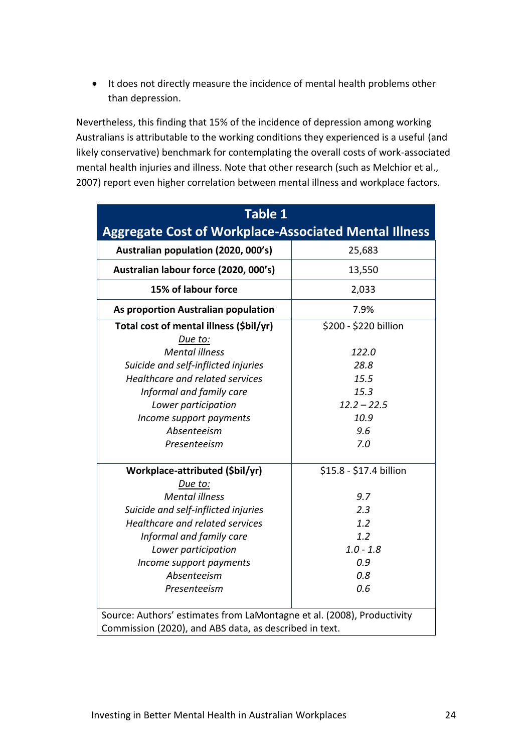- It does not directly measure the incidence of mental health problems other than depression.

Nevertheless, this finding that 15% of the incidence of depression among working Australians is attributable to the working conditions they experienced is a useful (and likely conservative) benchmark for contemplating the overall costs of work-associated mental health injuries and illness. Note that other research (such as Melchior et al., 2007) report even higher correlation between mental illness and workplace factors.

**Table 1**
**Aggregate Cost of Workplace-Associated Mental Illness**

| | |
|---|---|
| **Australian population (2020, 000's)** | 25,683 |
| **Australian labour force (2020, 000's)** | 13,550 |
| **15% of labour force** | 2,033 |
| **As proportion Australian population** | 7.9% |
| **Total cost of mental illness ($bil/yr)** | $200 - $220 billion |
| *Due to:* | |
| *Mental illness* | *122.0* |
| *Suicide and self-inflicted injuries* | *28.8* |
| *Healthcare and related services* | *15.5* |
| *Informal and family care* | *15.3* |
| *Lower participation* | *12.2 – 22.5* |
| *Income support payments* | *10.9* |
| *Absenteeism* | *9.6* |
| *Presenteeism* | *7.0* |
| **Workplace-attributed ($bil/yr)** | $15.8 - $17.4 billion |
| *Due to:* | |
| *Mental illness* | *9.7* |
| *Suicide and self-inflicted injuries* | *2.3* |
| *Healthcare and related services* | *1.2* |
| *Informal and family care* | *1.2* |
| *Lower participation* | *1.0 - 1.8* |
| *Income support payments* | *0.9* |
| *Absenteeism* | *0.8* |
| *Presenteeism* | *0.6* |

Source: Authors' estimates from LaMontagne et al. (2008), Productivity Commission (2020), and ABS data, as described in text.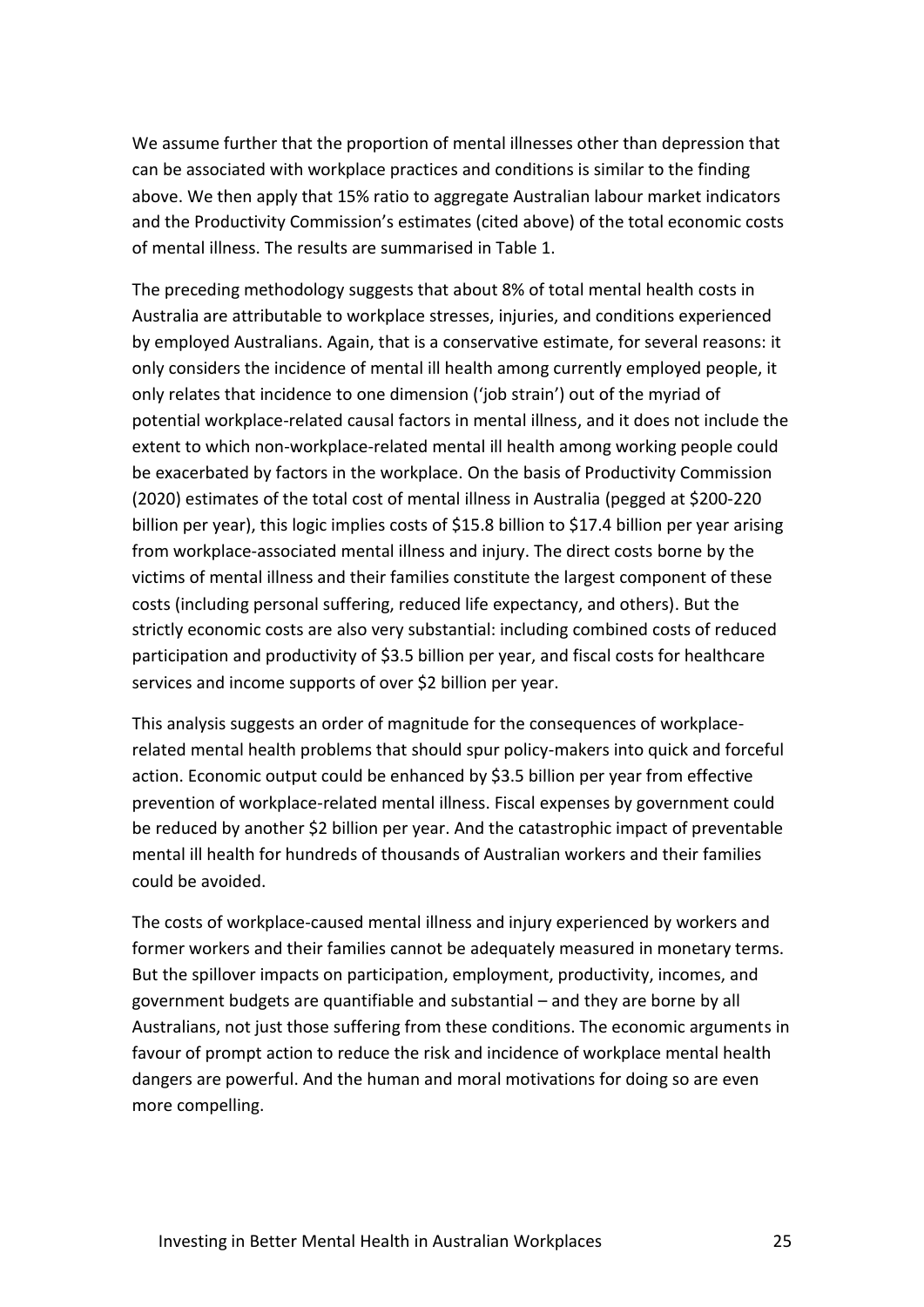We assume further that the proportion of mental illnesses other than depression that can be associated with workplace practices and conditions is similar to the finding above. We then apply that 15% ratio to aggregate Australian labour market indicators and the Productivity Commission's estimates (cited above) of the total economic costs of mental illness. The results are summarised in Table 1.

The preceding methodology suggests that about 8% of total mental health costs in Australia are attributable to workplace stresses, injuries, and conditions experienced by employed Australians. Again, that is a conservative estimate, for several reasons: it only considers the incidence of mental ill health among currently employed people, it only relates that incidence to one dimension ('job strain') out of the myriad of potential workplace-related causal factors in mental illness, and it does not include the extent to which non-workplace-related mental ill health among working people could be exacerbated by factors in the workplace. On the basis of Productivity Commission (2020) estimates of the total cost of mental illness in Australia (pegged at $200-220 billion per year), this logic implies costs of $15.8 billion to $17.4 billion per year arising from workplace-associated mental illness and injury. The direct costs borne by the victims of mental illness and their families constitute the largest component of these costs (including personal suffering, reduced life expectancy, and others). But the strictly economic costs are also very substantial: including combined costs of reduced participation and productivity of $3.5 billion per year, and fiscal costs for healthcare services and income supports of over $2 billion per year.

This analysis suggests an order of magnitude for the consequences of workplace-related mental health problems that should spur policy-makers into quick and forceful action. Economic output could be enhanced by $3.5 billion per year from effective prevention of workplace-related mental illness. Fiscal expenses by government could be reduced by another $2 billion per year. And the catastrophic impact of preventable mental ill health for hundreds of thousands of Australian workers and their families could be avoided.

The costs of workplace-caused mental illness and injury experienced by workers and former workers and their families cannot be adequately measured in monetary terms. But the spillover impacts on participation, employment, productivity, incomes, and government budgets are quantifiable and substantial – and they are borne by all Australians, not just those suffering from these conditions. The economic arguments in favour of prompt action to reduce the risk and incidence of workplace mental health dangers are powerful. And the human and moral motivations for doing so are even more compelling.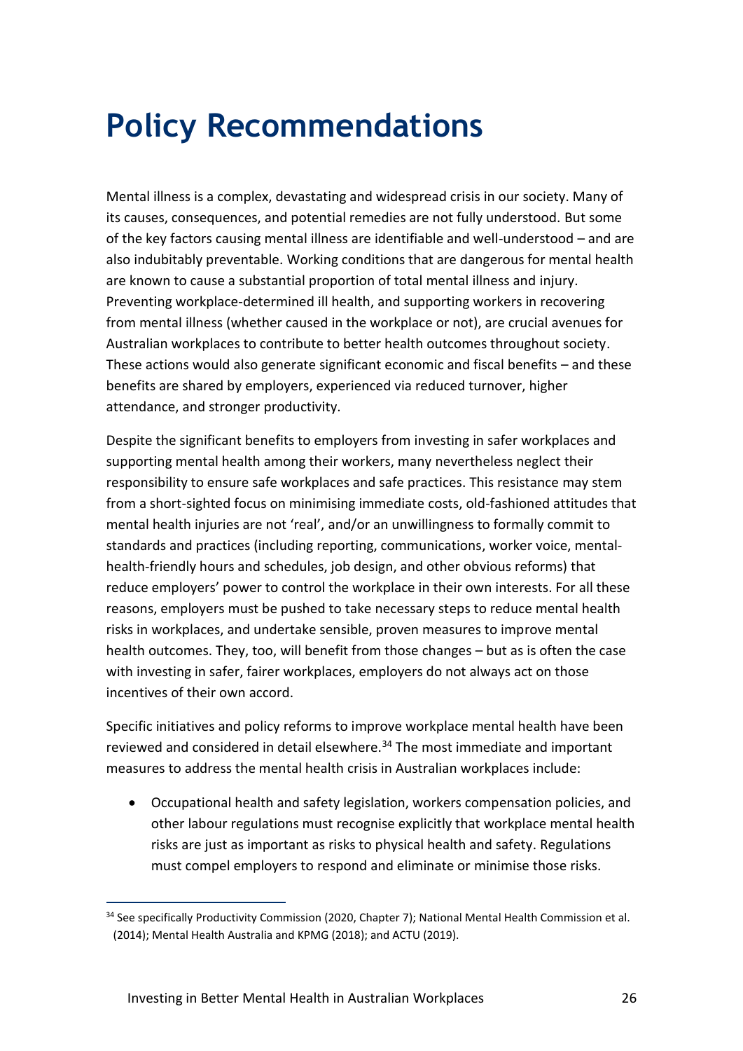# Policy Recommendations

Mental illness is a complex, devastating and widespread crisis in our society. Many of its causes, consequences, and potential remedies are not fully understood. But some of the key factors causing mental illness are identifiable and well-understood – and are also indubitably preventable. Working conditions that are dangerous for mental health are known to cause a substantial proportion of total mental illness and injury. Preventing workplace-determined ill health, and supporting workers in recovering from mental illness (whether caused in the workplace or not), are crucial avenues for Australian workplaces to contribute to better health outcomes throughout society. These actions would also generate significant economic and fiscal benefits – and these benefits are shared by employers, experienced via reduced turnover, higher attendance, and stronger productivity.

Despite the significant benefits to employers from investing in safer workplaces and supporting mental health among their workers, many nevertheless neglect their responsibility to ensure safe workplaces and safe practices. This resistance may stem from a short-sighted focus on minimising immediate costs, old-fashioned attitudes that mental health injuries are not 'real', and/or an unwillingness to formally commit to standards and practices (including reporting, communications, worker voice, mental-health-friendly hours and schedules, job design, and other obvious reforms) that reduce employers' power to control the workplace in their own interests. For all these reasons, employers must be pushed to take necessary steps to reduce mental health risks in workplaces, and undertake sensible, proven measures to improve mental health outcomes. They, too, will benefit from those changes – but as is often the case with investing in safer, fairer workplaces, employers do not always act on those incentives of their own accord.

Specific initiatives and policy reforms to improve workplace mental health have been reviewed and considered in detail elsewhere.[34] The most immediate and important measures to address the mental health crisis in Australian workplaces include:

- Occupational health and safety legislation, workers compensation policies, and other labour regulations must recognise explicitly that workplace mental health risks are just as important as risks to physical health and safety. Regulations must compel employers to respond and eliminate or minimise those risks.

[34] See specifically Productivity Commission (2020, Chapter 7); National Mental Health Commission et al. (2014); Mental Health Australia and KPMG (2018); and ACTU (2019).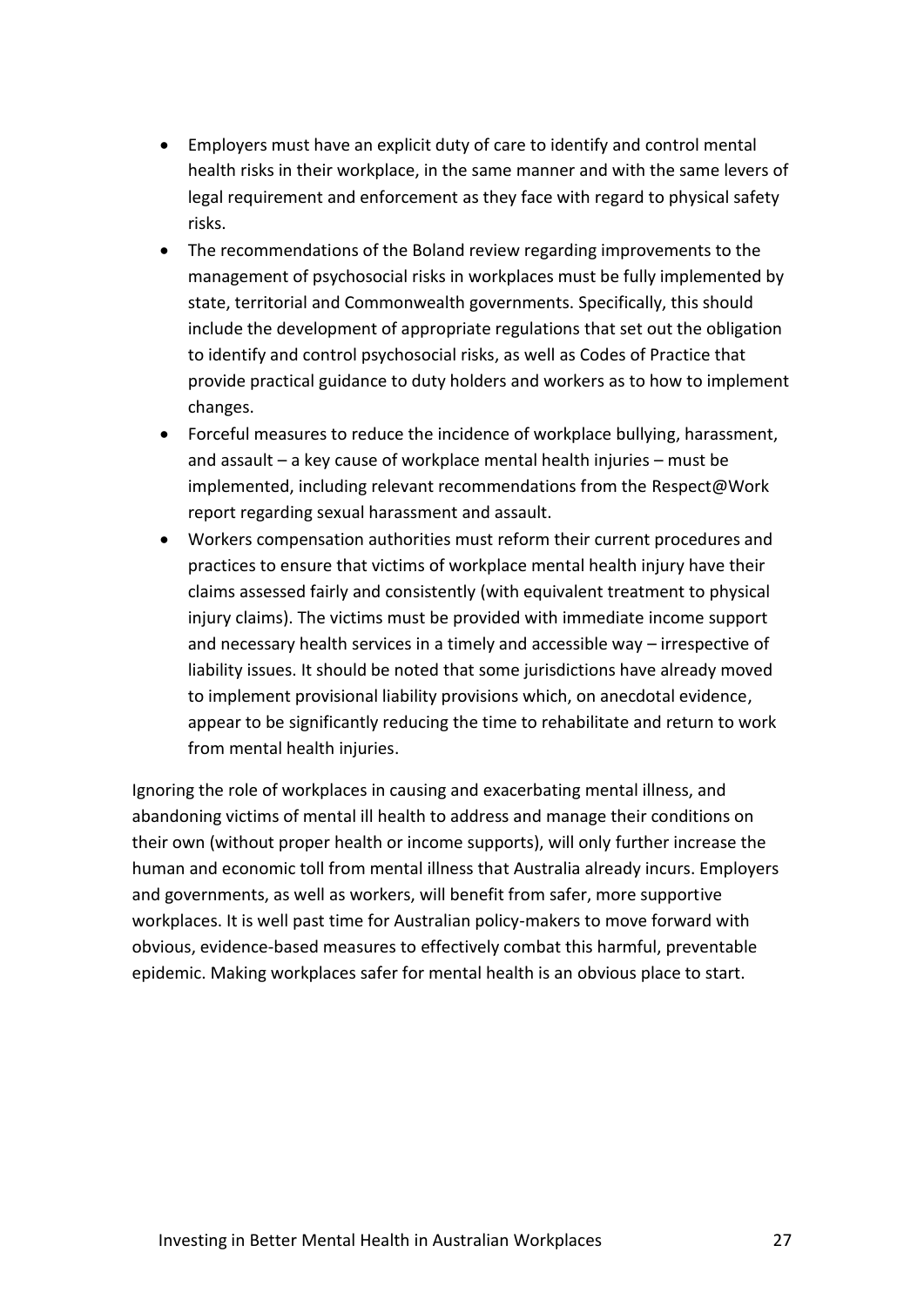- Employers must have an explicit duty of care to identify and control mental health risks in their workplace, in the same manner and with the same levers of legal requirement and enforcement as they face with regard to physical safety risks.
- The recommendations of the Boland review regarding improvements to the management of psychosocial risks in workplaces must be fully implemented by state, territorial and Commonwealth governments. Specifically, this should include the development of appropriate regulations that set out the obligation to identify and control psychosocial risks, as well as Codes of Practice that provide practical guidance to duty holders and workers as to how to implement changes.
- Forceful measures to reduce the incidence of workplace bullying, harassment, and assault – a key cause of workplace mental health injuries – must be implemented, including relevant recommendations from the Respect@Work report regarding sexual harassment and assault.
- Workers compensation authorities must reform their current procedures and practices to ensure that victims of workplace mental health injury have their claims assessed fairly and consistently (with equivalent treatment to physical injury claims). The victims must be provided with immediate income support and necessary health services in a timely and accessible way – irrespective of liability issues. It should be noted that some jurisdictions have already moved to implement provisional liability provisions which, on anecdotal evidence, appear to be significantly reducing the time to rehabilitate and return to work from mental health injuries.

Ignoring the role of workplaces in causing and exacerbating mental illness, and abandoning victims of mental ill health to address and manage their conditions on their own (without proper health or income supports), will only further increase the human and economic toll from mental illness that Australia already incurs. Employers and governments, as well as workers, will benefit from safer, more supportive workplaces. It is well past time for Australian policy-makers to move forward with obvious, evidence-based measures to effectively combat this harmful, preventable epidemic. Making workplaces safer for mental health is an obvious place to start.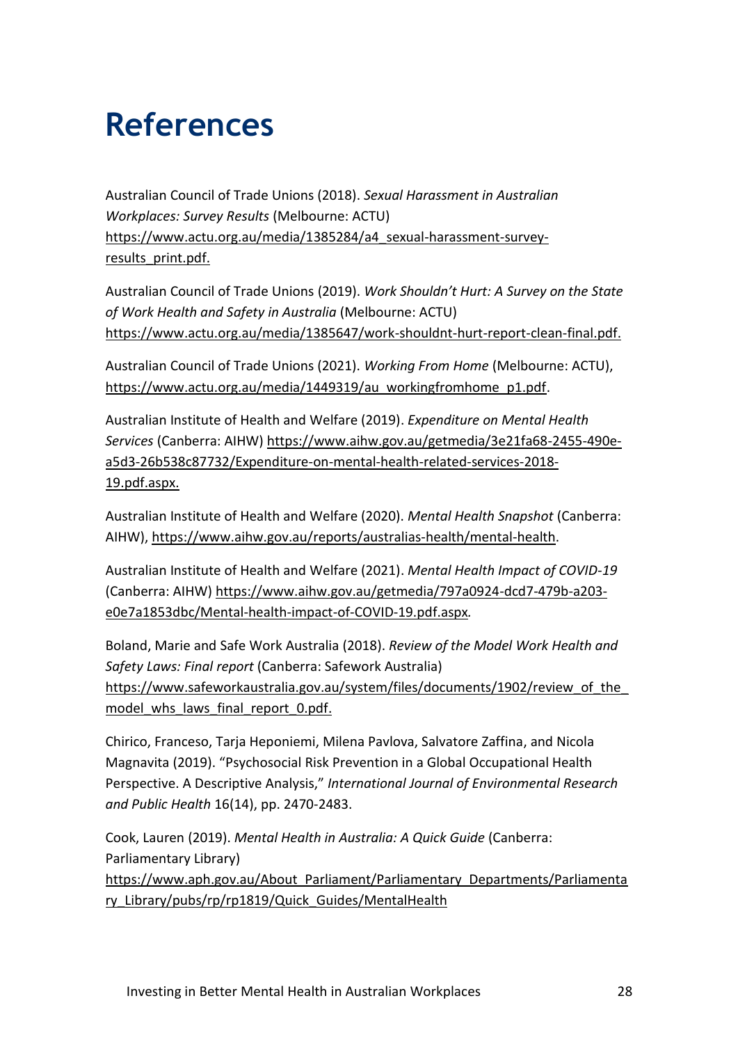# References

Australian Council of Trade Unions (2018). *Sexual Harassment in Australian Workplaces: Survey Results* (Melbourne: ACTU) https://www.actu.org.au/media/1385284/a4_sexual-harassment-survey-results_print.pdf.

Australian Council of Trade Unions (2019). *Work Shouldn't Hurt: A Survey on the State of Work Health and Safety in Australia* (Melbourne: ACTU) https://www.actu.org.au/media/1385647/work-shouldnt-hurt-report-clean-final.pdf.

Australian Council of Trade Unions (2021). *Working From Home* (Melbourne: ACTU), https://www.actu.org.au/media/1449319/au_workingfromhome_p1.pdf.

Australian Institute of Health and Welfare (2019). *Expenditure on Mental Health Services* (Canberra: AIHW) https://www.aihw.gov.au/getmedia/3e21fa68-2455-490e-a5d3-26b538c87732/Expenditure-on-mental-health-related-services-2018-19.pdf.aspx.

Australian Institute of Health and Welfare (2020). *Mental Health Snapshot* (Canberra: AIHW), https://www.aihw.gov.au/reports/australias-health/mental-health.

Australian Institute of Health and Welfare (2021). *Mental Health Impact of COVID-19* (Canberra: AIHW) https://www.aihw.gov.au/getmedia/797a0924-dcd7-479b-a203-e0e7a1853dbc/Mental-health-impact-of-COVID-19.pdf.aspx.

Boland, Marie and Safe Work Australia (2018). *Review of the Model Work Health and Safety Laws: Final report* (Canberra: Safework Australia) https://www.safeworkaustralia.gov.au/system/files/documents/1902/review_of_the_model_whs_laws_final_report_0.pdf.

Chirico, Franceso, Tarja Heponiemi, Milena Pavlova, Salvatore Zaffina, and Nicola Magnavita (2019). "Psychosocial Risk Prevention in a Global Occupational Health Perspective. A Descriptive Analysis," *International Journal of Environmental Research and Public Health* 16(14), pp. 2470-2483.

Cook, Lauren (2019). *Mental Health in Australia: A Quick Guide* (Canberra: Parliamentary Library) https://www.aph.gov.au/About_Parliament/Parliamentary_Departments/Parliamentary_Library/pubs/rp/rp1819/Quick_Guides/MentalHealth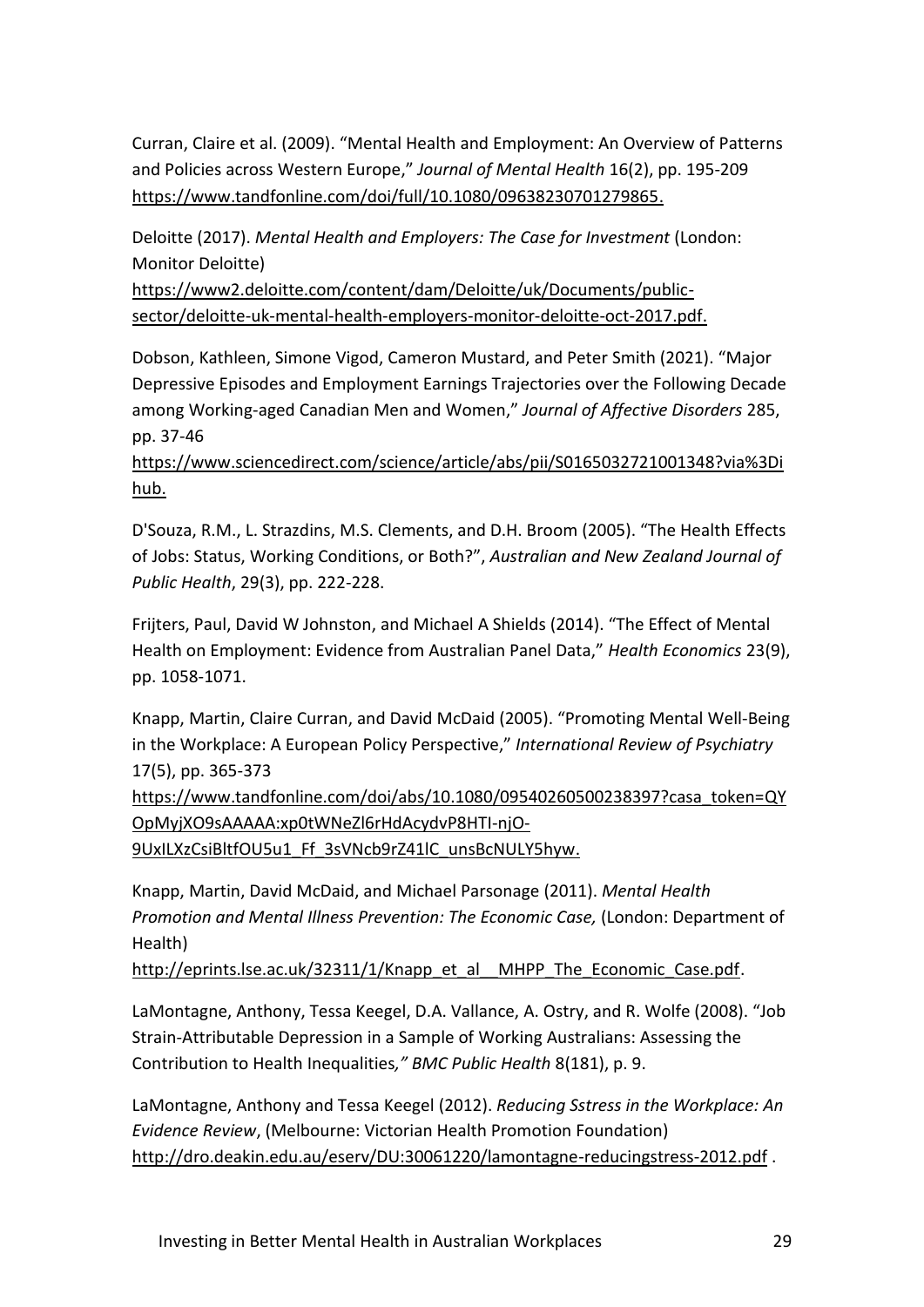Curran, Claire et al. (2009). “Mental Health and Employment: An Overview of Patterns and Policies across Western Europe,” *Journal of Mental Health* 16(2), pp. 195-209 https://www.tandfonline.com/doi/full/10.1080/09638230701279865.

Deloitte (2017). *Mental Health and Employers: The Case for Investment* (London: Monitor Deloitte) https://www2.deloitte.com/content/dam/Deloitte/uk/Documents/public-sector/deloitte-uk-mental-health-employers-monitor-deloitte-oct-2017.pdf.

Dobson, Kathleen, Simone Vigod, Cameron Mustard, and Peter Smith (2021). “Major Depressive Episodes and Employment Earnings Trajectories over the Following Decade among Working-aged Canadian Men and Women,” *Journal of Affective Disorders* 285, pp. 37-46 https://www.sciencedirect.com/science/article/abs/pii/S0165032721001348?via%3Dihub.

D'Souza, R.M., L. Strazdins, M.S. Clements, and D.H. Broom (2005). “The Health Effects of Jobs: Status, Working Conditions, or Both?”, *Australian and New Zealand Journal of Public Health*, 29(3), pp. 222-228.

Frijters, Paul, David W Johnston, and Michael A Shields (2014). “The Effect of Mental Health on Employment: Evidence from Australian Panel Data,” *Health Economics* 23(9), pp. 1058-1071.

Knapp, Martin, Claire Curran, and David McDaid (2005). “Promoting Mental Well-Being in the Workplace: A European Policy Perspective,” *International Review of Psychiatry* 17(5), pp. 365-373 https://www.tandfonline.com/doi/abs/10.1080/09540260500238397?casa_token=QYOpMyjXO9sAAAAA:xp0tWNeZl6rHdAcydvP8HTI-njO-9UxILXzCsiBltfOU5u1_Ff_3sVNcb9rZ41lC_unsBcNULY5hyw.

Knapp, Martin, David McDaid, and Michael Parsonage (2011). *Mental Health Promotion and Mental Illness Prevention: The Economic Case,* (London: Department of Health) http://eprints.lse.ac.uk/32311/1/Knapp_et_al__MHPP_The_Economic_Case.pdf.

LaMontagne, Anthony, Tessa Keegel, D.A. Vallance, A. Ostry, and R. Wolfe (2008). “Job Strain-Attributable Depression in a Sample of Working Australians: Assessing the Contribution to Health Inequalities*,” BMC Public Health* 8(181), p. 9.

LaMontagne, Anthony and Tessa Keegel (2012). *Reducing Sstress in the Workplace: An Evidence Review*, (Melbourne: Victorian Health Promotion Foundation) http://dro.deakin.edu.au/eserv/DU:30061220/lamontagne-reducingstress-2012.pdf .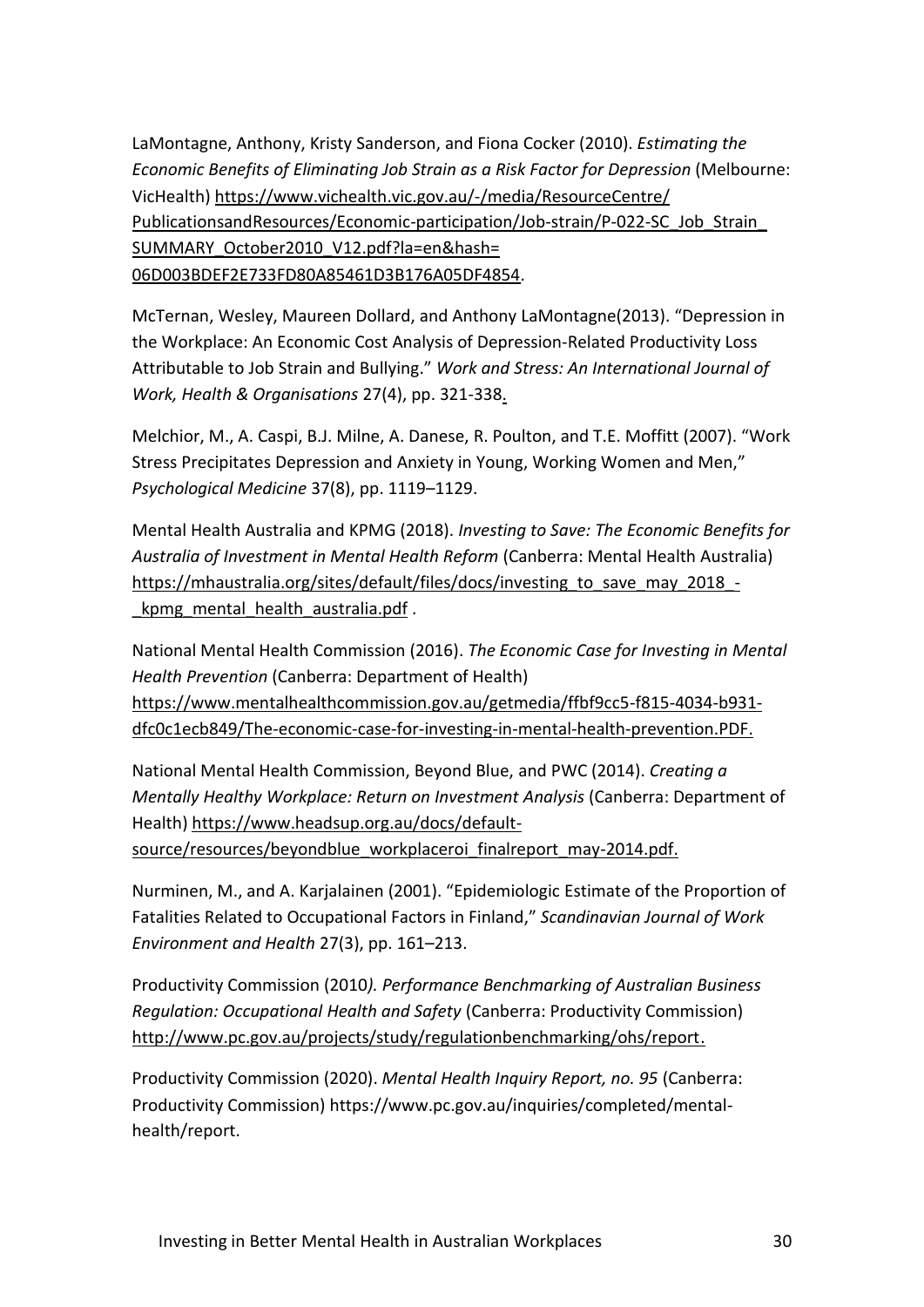LaMontagne, Anthony, Kristy Sanderson, and Fiona Cocker (2010). *Estimating the Economic Benefits of Eliminating Job Strain as a Risk Factor for Depression* (Melbourne: VicHealth) https://www.vichealth.vic.gov.au/-/media/ResourceCentre/PublicationsandResources/Economic-participation/Job-strain/P-022-SC_Job_Strain_SUMMARY_October2010_V12.pdf?la=en&hash=06D003BDEF2E733FD80A85461D3B176A05DF4854.

McTernan, Wesley, Maureen Dollard, and Anthony LaMontagne(2013). "Depression in the Workplace: An Economic Cost Analysis of Depression-Related Productivity Loss Attributable to Job Strain and Bullying." *Work and Stress: An International Journal of Work, Health & Organisations* 27(4), pp. 321-338.

Melchior, M., A. Caspi, B.J. Milne, A. Danese, R. Poulton, and T.E. Moffitt (2007). "Work Stress Precipitates Depression and Anxiety in Young, Working Women and Men," *Psychological Medicine* 37(8), pp. 1119–1129.

Mental Health Australia and KPMG (2018). *Investing to Save: The Economic Benefits for Australia of Investment in Mental Health Reform* (Canberra: Mental Health Australia) https://mhaustralia.org/sites/default/files/docs/investing_to_save_may_2018_-_kpmg_mental_health_australia.pdf .

National Mental Health Commission (2016). *The Economic Case for Investing in Mental Health Prevention* (Canberra: Department of Health) https://www.mentalhealthcommission.gov.au/getmedia/ffbf9cc5-f815-4034-b931-dfc0c1ecb849/The-economic-case-for-investing-in-mental-health-prevention.PDF.

National Mental Health Commission, Beyond Blue, and PWC (2014). *Creating a Mentally Healthy Workplace: Return on Investment Analysis* (Canberra: Department of Health) https://www.headsup.org.au/docs/default-source/resources/beyondblue_workplaceroi_finalreport_may-2014.pdf.

Nurminen, M., and A. Karjalainen (2001). "Epidemiologic Estimate of the Proportion of Fatalities Related to Occupational Factors in Finland," *Scandinavian Journal of Work Environment and Health* 27(3), pp. 161–213.

Productivity Commission (2010*). Performance Benchmarking of Australian Business Regulation: Occupational Health and Safety* (Canberra: Productivity Commission) http://www.pc.gov.au/projects/study/regulationbenchmarking/ohs/report.

Productivity Commission (2020). *Mental Health Inquiry Report, no. 95* (Canberra: Productivity Commission) https://www.pc.gov.au/inquiries/completed/mental-health/report.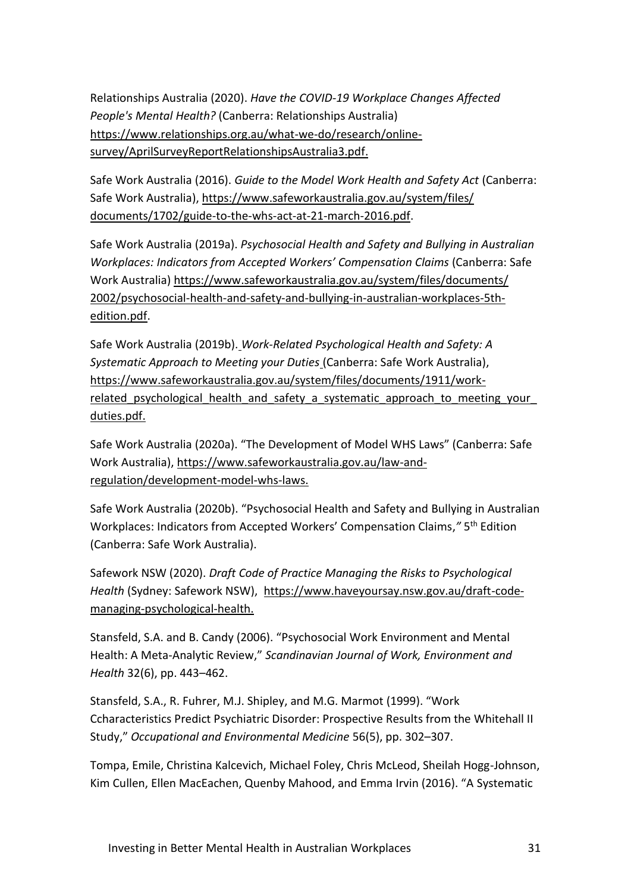Relationships Australia (2020). *Have the COVID-19 Workplace Changes Affected People's Mental Health?* (Canberra: Relationships Australia) https://www.relationships.org.au/what-we-do/research/online-survey/AprilSurveyReportRelationshipsAustralia3.pdf.

Safe Work Australia (2016). *Guide to the Model Work Health and Safety Act* (Canberra: Safe Work Australia), https://www.safeworkaustralia.gov.au/system/files/documents/1702/guide-to-the-whs-act-at-21-march-2016.pdf.

Safe Work Australia (2019a). *Psychosocial Health and Safety and Bullying in Australian Workplaces: Indicators from Accepted Workers' Compensation Claims* (Canberra: Safe Work Australia) https://www.safeworkaustralia.gov.au/system/files/documents/2002/psychosocial-health-and-safety-and-bullying-in-australian-workplaces-5th-edition.pdf.

Safe Work Australia (2019b). *Work-Related Psychological Health and Safety: A Systematic Approach to Meeting your Duties* (Canberra: Safe Work Australia), https://www.safeworkaustralia.gov.au/system/files/documents/1911/work-related_psychological_health_and_safety_a_systematic_approach_to_meeting_your_duties.pdf.

Safe Work Australia (2020a). "The Development of Model WHS Laws" (Canberra: Safe Work Australia), https://www.safeworkaustralia.gov.au/law-and-regulation/development-model-whs-laws.

Safe Work Australia (2020b). "Psychosocial Health and Safety and Bullying in Australian Workplaces: Indicators from Accepted Workers' Compensation Claims," 5th Edition (Canberra: Safe Work Australia).

Safework NSW (2020). *Draft Code of Practice Managing the Risks to Psychological Health* (Sydney: Safework NSW), https://www.haveyoursay.nsw.gov.au/draft-code-managing-psychological-health.

Stansfeld, S.A. and B. Candy (2006). "Psychosocial Work Environment and Mental Health: A Meta-Analytic Review," *Scandinavian Journal of Work, Environment and Health* 32(6), pp. 443–462.

Stansfeld, S.A., R. Fuhrer, M.J. Shipley, and M.G. Marmot (1999). "Work Ccharacteristics Predict Psychiatric Disorder: Prospective Results from the Whitehall II Study," *Occupational and Environmental Medicine* 56(5), pp. 302–307.

Tompa, Emile, Christina Kalcevich, Michael Foley, Chris McLeod, Sheilah Hogg-Johnson, Kim Cullen, Ellen MacEachen, Quenby Mahood, and Emma Irvin (2016). "A Systematic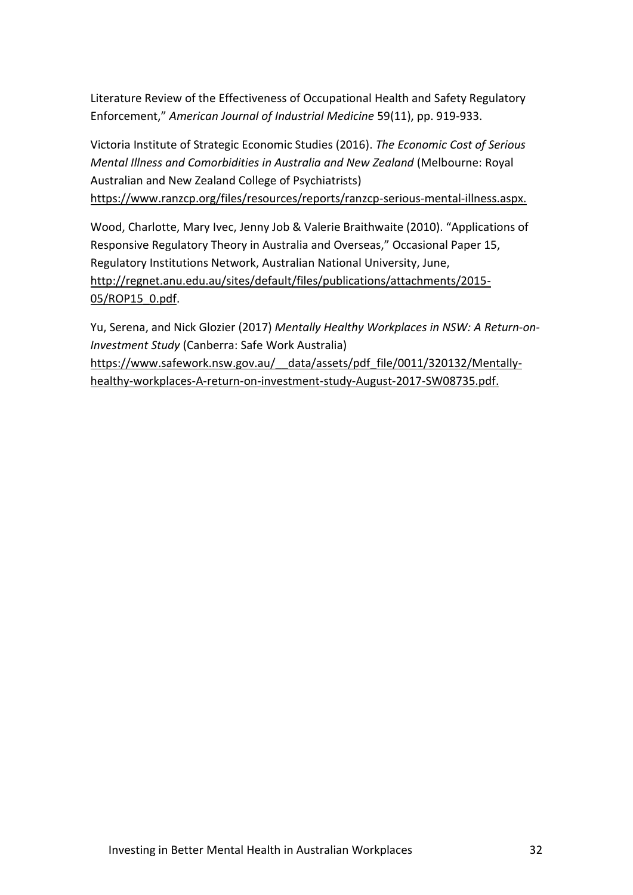Literature Review of the Effectiveness of Occupational Health and Safety Regulatory Enforcement," *American Journal of Industrial Medicine* 59(11), pp. 919-933.

Victoria Institute of Strategic Economic Studies (2016). *The Economic Cost of Serious Mental Illness and Comorbidities in Australia and New Zealand* (Melbourne: Royal Australian and New Zealand College of Psychiatrists) https://www.ranzcp.org/files/resources/reports/ranzcp-serious-mental-illness.aspx.

Wood, Charlotte, Mary Ivec, Jenny Job & Valerie Braithwaite (2010). "Applications of Responsive Regulatory Theory in Australia and Overseas," Occasional Paper 15, Regulatory Institutions Network, Australian National University, June, http://regnet.anu.edu.au/sites/default/files/publications/attachments/2015-05/ROP15_0.pdf.

Yu, Serena, and Nick Glozier (2017) *Mentally Healthy Workplaces in NSW: A Return-on-Investment Study* (Canberra: Safe Work Australia) https://www.safework.nsw.gov.au/__data/assets/pdf_file/0011/320132/Mentally-healthy-workplaces-A-return-on-investment-study-August-2017-SW08735.pdf.